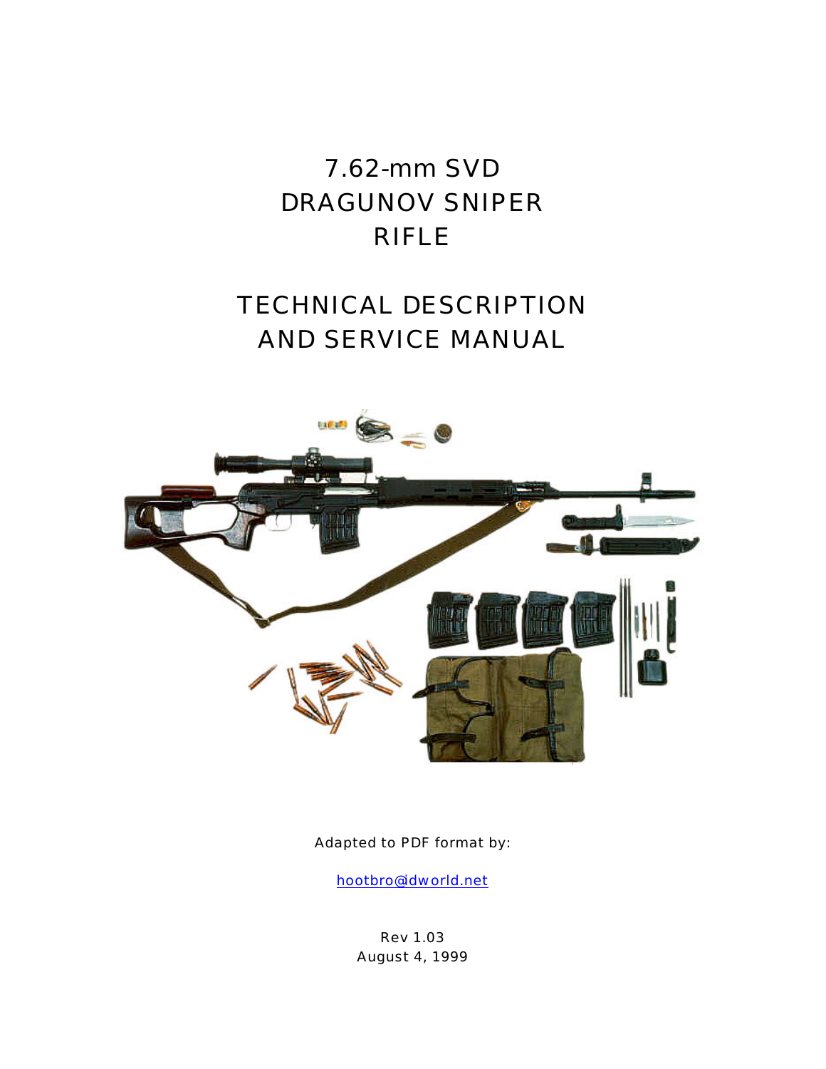# 7.62-mm SVD DRAGUNOV SNIPER RIFLE

# TECHNICAL DESCRIPTION AND SERVICE MANUAL

Adapted to PDF format by:

hootbro@idworld.net

Rev 1.03
August 4, 1999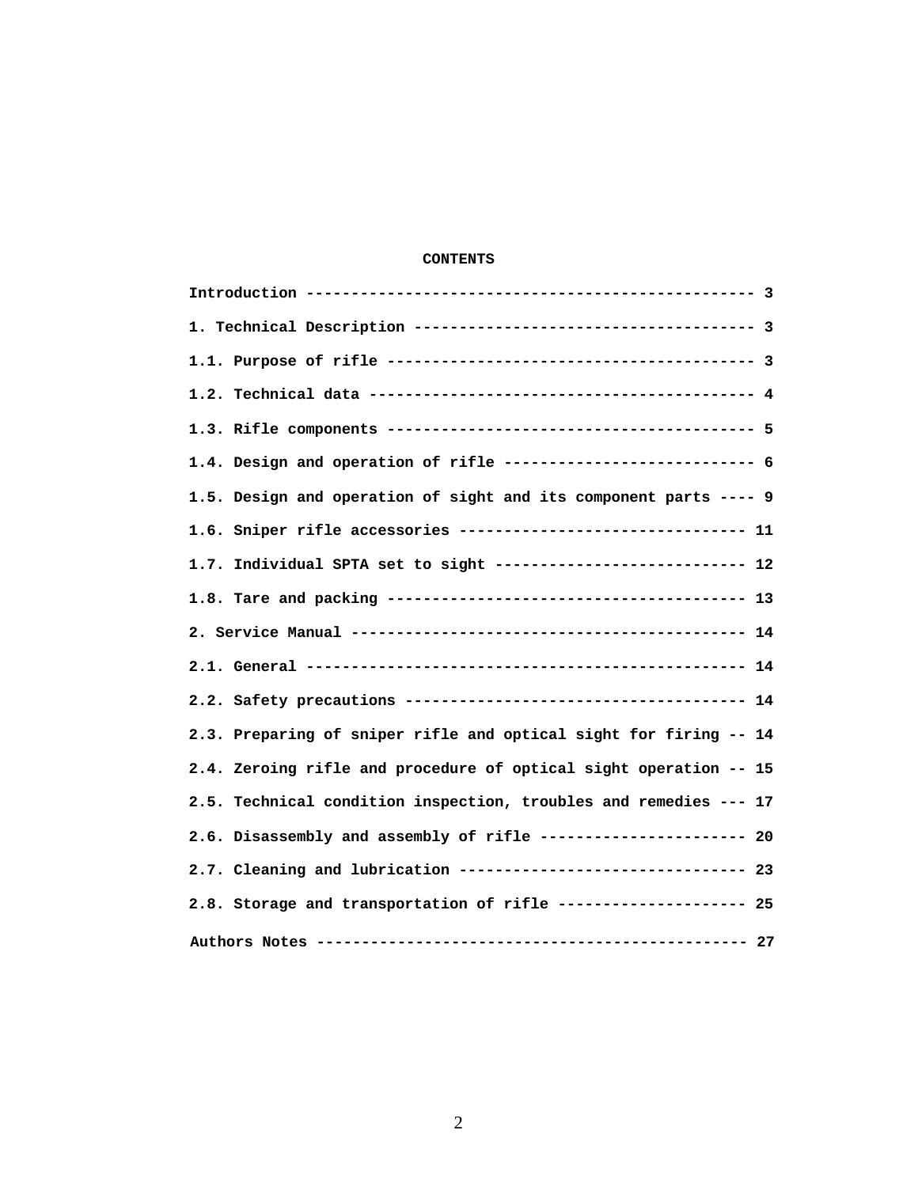# CONTENTS

Introduction ------------------------------------------------ 3

1. Technical Description ------------------------------------ 3

1.1. Purpose of rifle --------------------------------------- 3

1.2. Technical data ----------------------------------------- 4

1.3. Rifle components --------------------------------------- 5

1.4. Design and operation of rifle --------------------------- 6

1.5. Design and operation of sight and its component parts ---- 9

1.6. Sniper rifle accessories ------------------------------- 11

1.7. Individual SPTA set to sight --------------------------- 12

1.8. Tare and packing --------------------------------------- 13

2. Service Manual ------------------------------------------ 14

2.1. General ------------------------------------------------ 14

2.2. Safety precautions ------------------------------------ 14

2.3. Preparing of sniper rifle and optical sight for firing -- 14

2.4. Zeroing rifle and procedure of optical sight operation -- 15

2.5. Technical condition inspection, troubles and remedies --- 17

2.6. Disassembly and assembly of rifle ---------------------- 20

2.7. Cleaning and lubrication ------------------------------- 23

2.8. Storage and transportation of rifle -------------------- 25

Authors Notes ---------------------------------------------- 27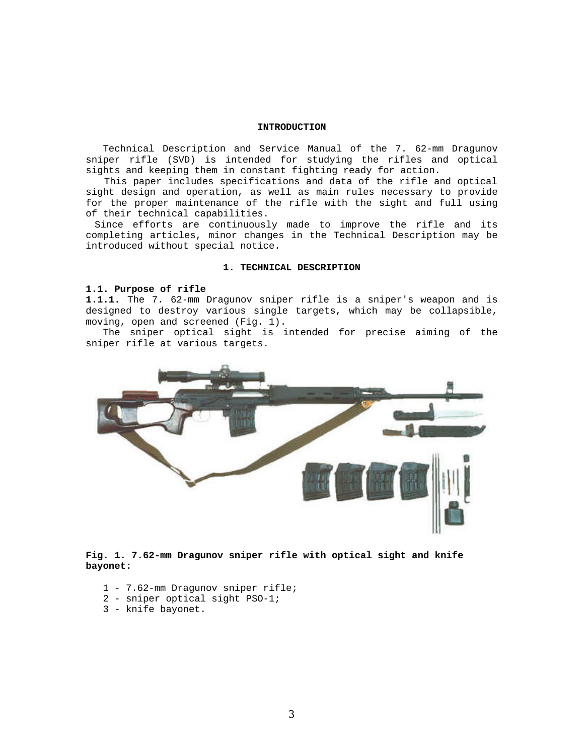## INTRODUCTION

Technical Description and Service Manual of the 7. 62-mm Dragunov sniper rifle (SVD) is intended for studying the rifles and optical sights and keeping them in constant fighting ready for action.

This paper includes specifications and data of the rifle and optical sight design and operation, as well as main rules necessary to provide for the proper maintenance of the rifle with the sight and full using of their technical capabilities.

Since efforts are continuously made to improve the rifle and its completing articles, minor changes in the Technical Description may be introduced without special notice.

## 1. TECHNICAL DESCRIPTION

### 1.1. Purpose of rifle

**1.1.1.** The 7. 62-mm Dragunov sniper rifle is a sniper's weapon and is designed to destroy various single targets, which may be collapsible, moving, open and screened (Fig. 1).

The sniper optical sight is intended for precise aiming of the sniper rifle at various targets.

**Fig. 1. 7.62-mm Dragunov sniper rifle with optical sight and knife bayonet:**

1 - 7.62-mm Dragunov sniper rifle;
2 - sniper optical sight PSO-1;
3 - knife bayonet.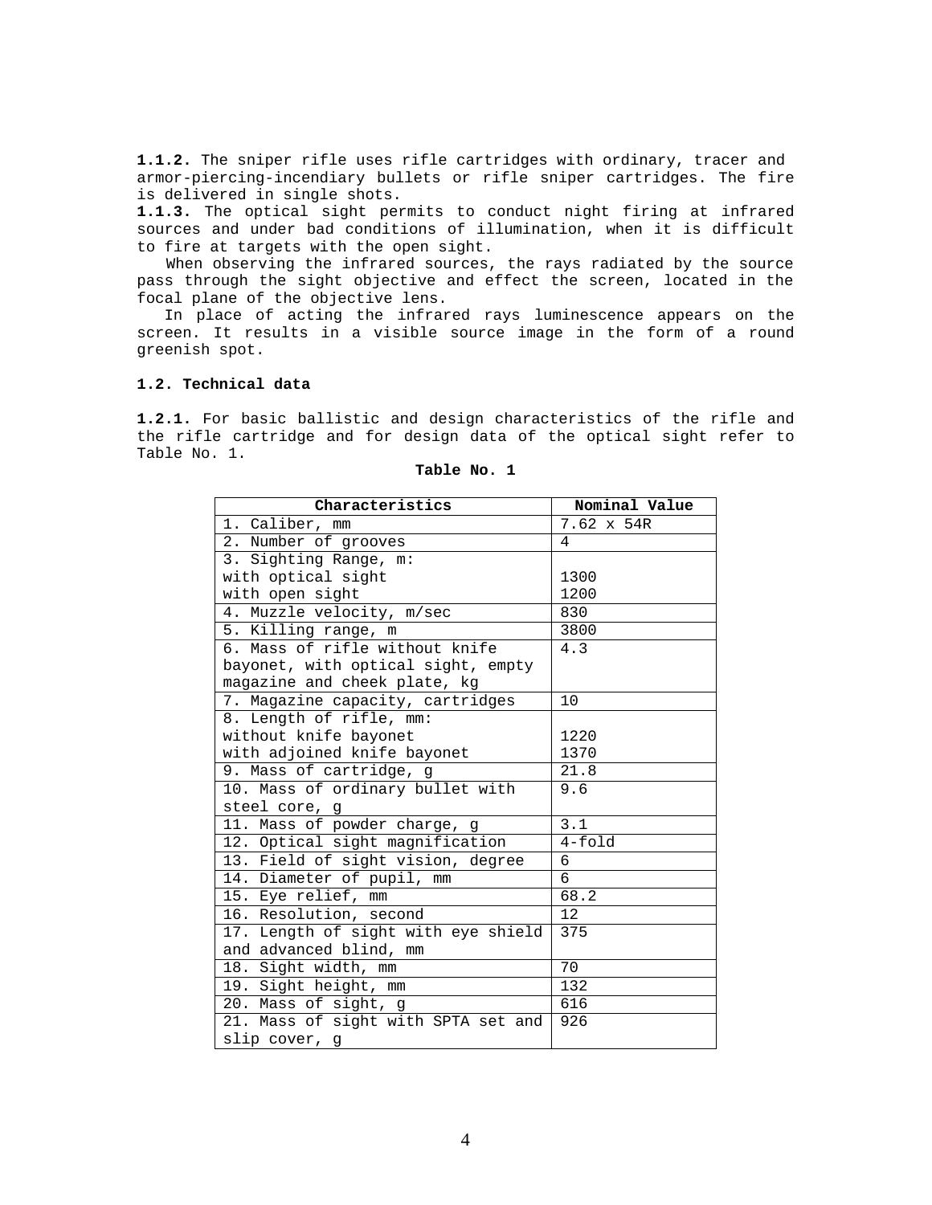**1.1.2.** The sniper rifle uses rifle cartridges with ordinary, tracer and armor-piercing-incendiary bullets or rifle sniper cartridges. The fire is delivered in single shots.

**1.1.3.** The optical sight permits to conduct night firing at infrared sources and under bad conditions of illumination, when it is difficult to fire at targets with the open sight.

When observing the infrared sources, the rays radiated by the source pass through the sight objective and effect the screen, located in the focal plane of the objective lens.

In place of acting the infrared rays luminescence appears on the screen. It results in a visible source image in the form of a round greenish spot.

### 1.2. Technical data

**1.2.1.** For basic ballistic and design characteristics of the rifle and the rifle cartridge and for design data of the optical sight refer to Table No. 1.

**Table No. 1**

| Characteristics | Nominal Value |
|---|---|
| 1. Caliber, mm | 7.62 x 54R |
| 2. Number of grooves | 4 |
| 3. Sighting Range, m:<br>with optical sight<br>with open sight | <br>1300<br>1200 |
| 4. Muzzle velocity, m/sec | 830 |
| 5. Killing range, m | 3800 |
| 6. Mass of rifle without knife bayonet, with optical sight, empty magazine and cheek plate, kg | 4.3 |
| 7. Magazine capacity, cartridges | 10 |
| 8. Length of rifle, mm:<br>without knife bayonet<br>with adjoined knife bayonet | <br>1220<br>1370 |
| 9. Mass of cartridge, g | 21.8 |
| 10. Mass of ordinary bullet with steel core, g | 9.6 |
| 11. Mass of powder charge, g | 3.1 |
| 12. Optical sight magnification | 4-fold |
| 13. Field of sight vision, degree | 6 |
| 14. Diameter of pupil, mm | 6 |
| 15. Eye relief, mm | 68.2 |
| 16. Resolution, second | 12 |
| 17. Length of sight with eye shield and advanced blind, mm | 375 |
| 18. Sight width, mm | 70 |
| 19. Sight height, mm | 132 |
| 20. Mass of sight, g | 616 |
| 21. Mass of sight with SPTA set and slip cover, g | 926 |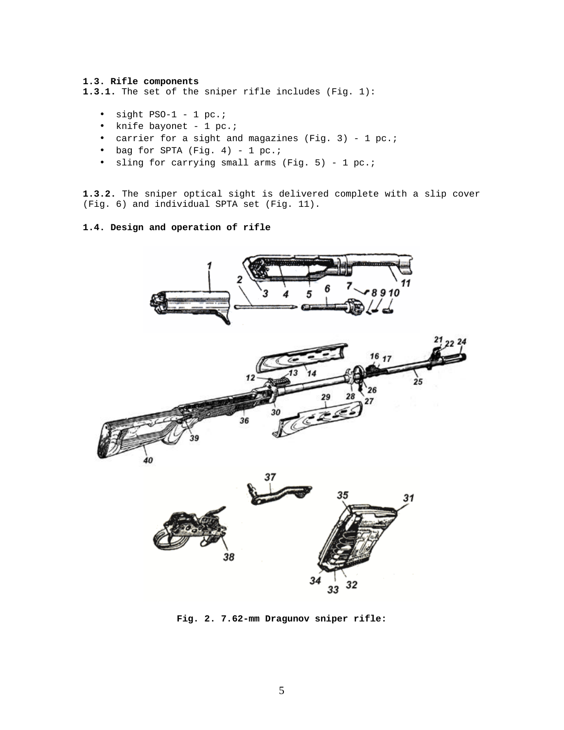**1.3. Rifle components**

**1.3.1.** The set of the sniper rifle includes (Fig. 1):

- sight PSO-1 - 1 pc.;
- knife bayonet - 1 pc.;
- carrier for a sight and magazines (Fig. 3) - 1 pc.;
- bag for SPTA (Fig. 4) - 1 pc.;
- sling for carrying small arms (Fig. 5) - 1 pc.;

**1.3.2.** The sniper optical sight is delivered complete with a slip cover (Fig. 6) and individual SPTA set (Fig. 11).

**1.4. Design and operation of rifle**

**Fig. 2. 7.62-mm Dragunov sniper rifle:**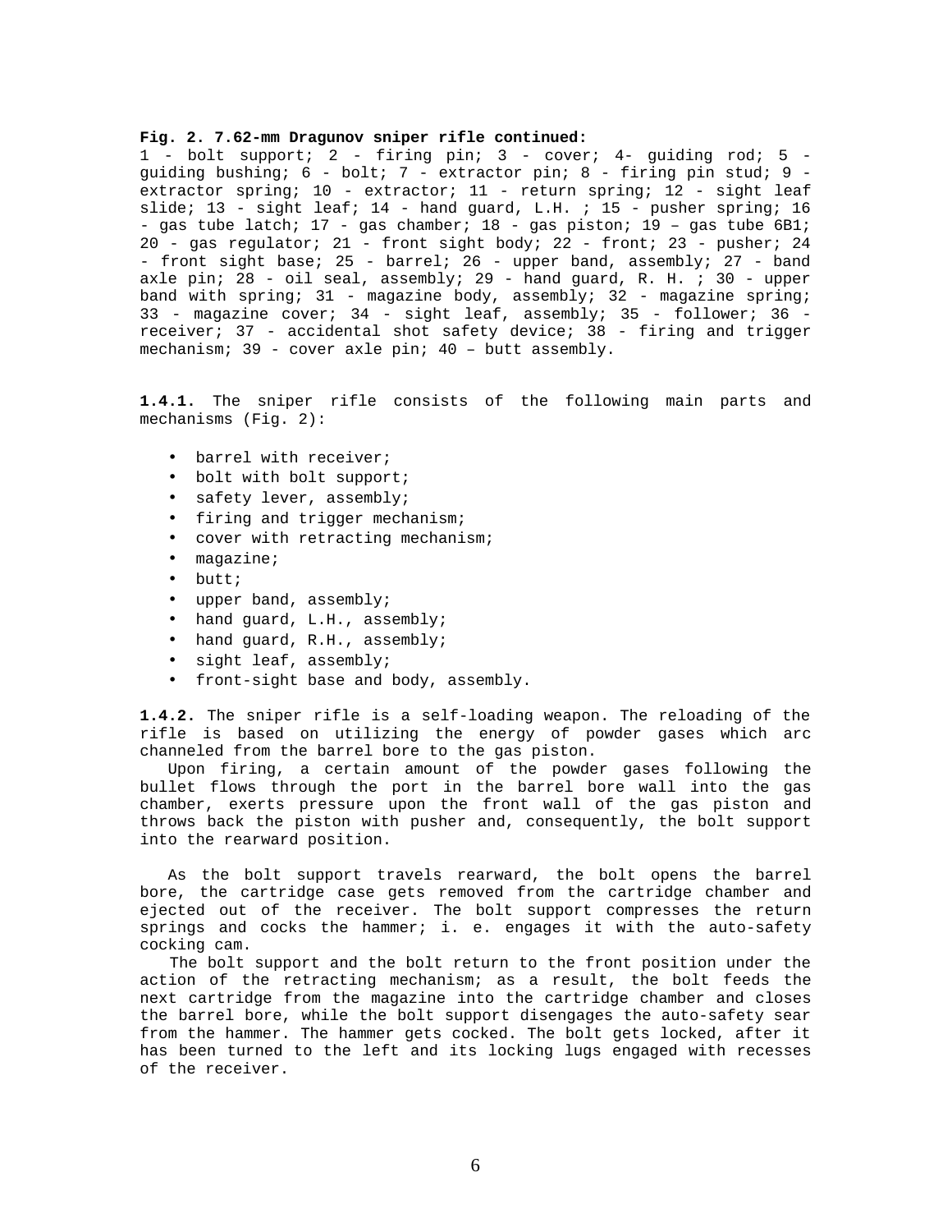**Fig. 2. 7.62-mm Dragunov sniper rifle continued:**
1 - bolt support; 2 - firing pin; 3 - cover; 4- guiding rod; 5 - guiding bushing; 6 - bolt; 7 - extractor pin; 8 - firing pin stud; 9 - extractor spring; 10 - extractor; 11 - return spring; 12 - sight leaf slide; 13 - sight leaf; 14 - hand guard, L.H. ; 15 - pusher spring; 16 - gas tube latch; 17 - gas chamber; 18 - gas piston; 19 – gas tube 6B1; 20 - gas regulator; 21 - front sight body; 22 - front; 23 - pusher; 24 - front sight base; 25 - barrel; 26 - upper band, assembly; 27 - band axle pin; 28 - oil seal, assembly; 29 - hand guard, R. H. ; 30 - upper band with spring; 31 - magazine body, assembly; 32 - magazine spring; 33 - magazine cover; 34 - sight leaf, assembly; 35 - follower; 36 - receiver; 37 - accidental shot safety device; 38 - firing and trigger mechanism; 39 - cover axle pin; 40 – butt assembly.

**1.4.1.** The sniper rifle consists of the following main parts and mechanisms (Fig. 2):

- barrel with receiver;
- bolt with bolt support;
- safety lever, assembly;
- firing and trigger mechanism;
- cover with retracting mechanism;
- magazine;
- butt;
- upper band, assembly;
- hand guard, L.H., assembly;
- hand guard, R.H., assembly;
- sight leaf, assembly;
- front-sight base and body, assembly.

**1.4.2.** The sniper rifle is a self-loading weapon. The reloading of the rifle is based on utilizing the energy of powder gases which arc channeled from the barrel bore to the gas piston.

Upon firing, a certain amount of the powder gases following the bullet flows through the port in the barrel bore wall into the gas chamber, exerts pressure upon the front wall of the gas piston and throws back the piston with pusher and, consequently, the bolt support into the rearward position.

As the bolt support travels rearward, the bolt opens the barrel bore, the cartridge case gets removed from the cartridge chamber and ejected out of the receiver. The bolt support compresses the return springs and cocks the hammer; i. e. engages it with the auto-safety cocking cam.

The bolt support and the bolt return to the front position under the action of the retracting mechanism; as a result, the bolt feeds the next cartridge from the magazine into the cartridge chamber and closes the barrel bore, while the bolt support disengages the auto-safety sear from the hammer. The hammer gets cocked. The bolt gets locked, after it has been turned to the left and its locking lugs engaged with recesses of the receiver.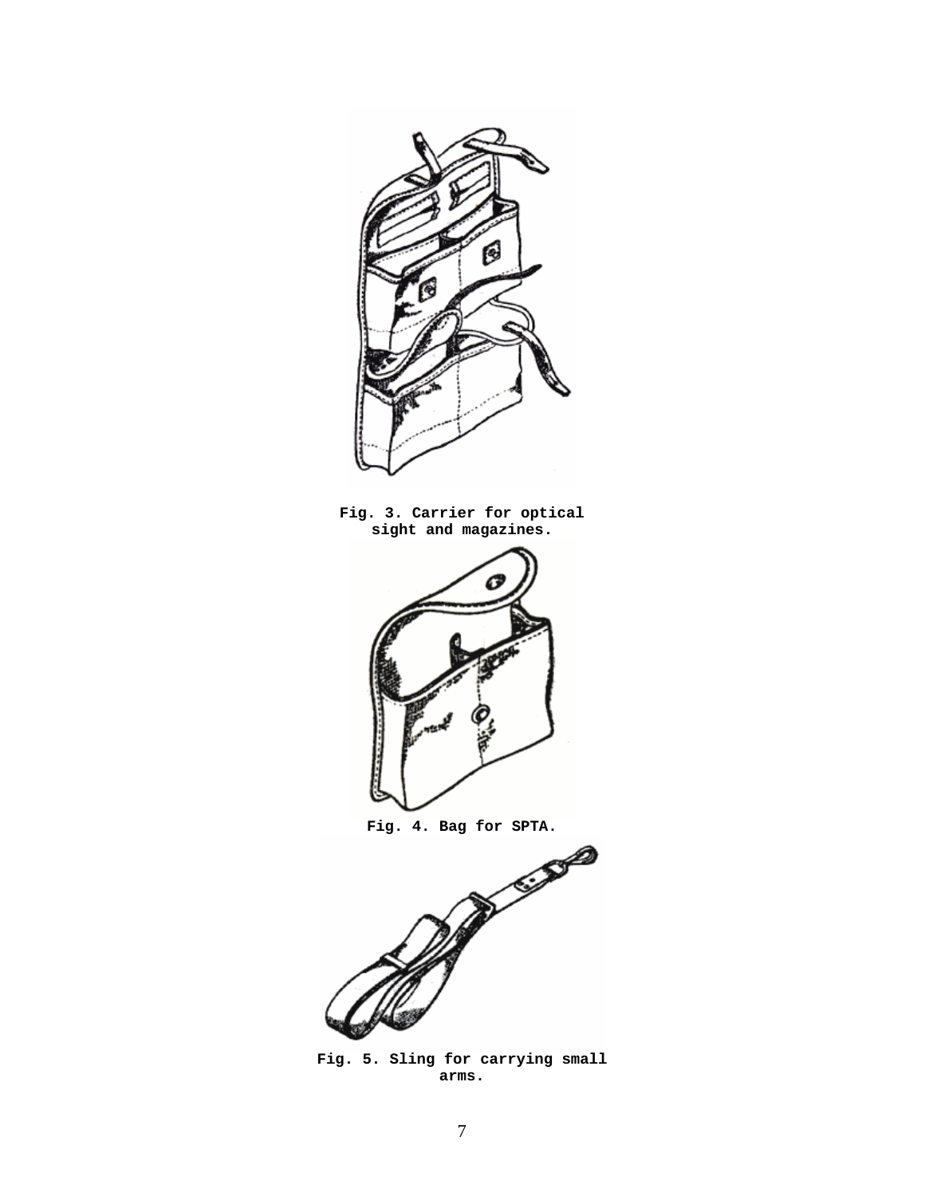Fig. 3. Carrier for optical sight and magazines.

Fig. 4. Bag for SPTA.

Fig. 5. Sling for carrying small arms.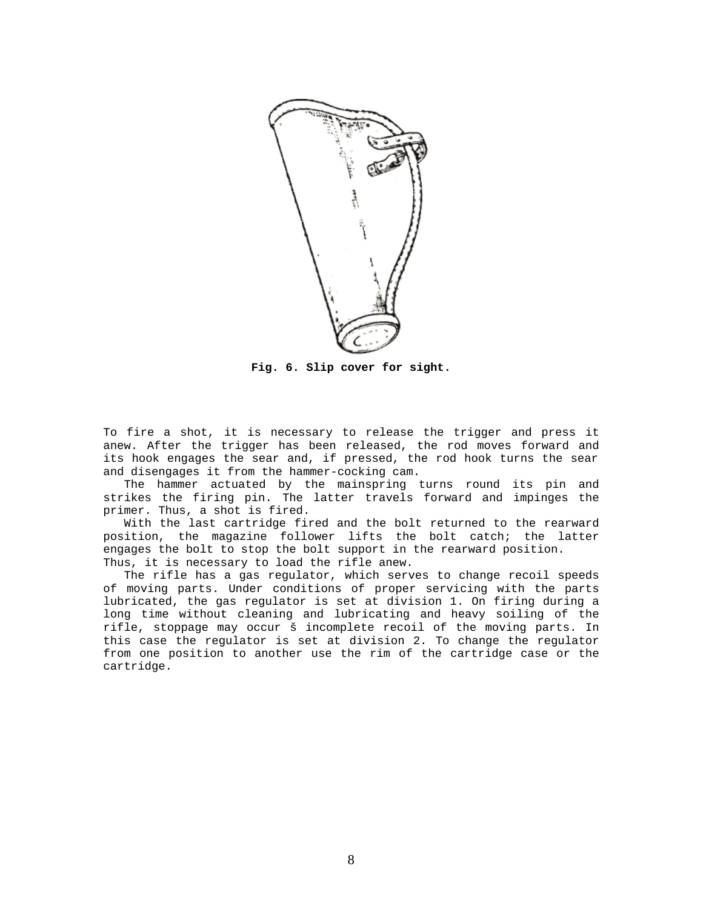**Fig. 6. Slip cover for sight.**

To fire a shot, it is necessary to release the trigger and press it anew. After the trigger has been released, the rod moves forward and its hook engages the sear and, if pressed, the rod hook turns the sear and disengages it from the hammer-cocking cam.

The hammer actuated by the mainspring turns round its pin and strikes the firing pin. The latter travels forward and impinges the primer. Thus, a shot is fired.

With the last cartridge fired and the bolt returned to the rearward position, the magazine follower lifts the bolt catch; the latter engages the bolt to stop the bolt support in the rearward position. Thus, it is necessary to load the rifle anew.

The rifle has a gas regulator, which serves to change recoil speeds of moving parts. Under conditions of proper servicing with the parts lubricated, the gas regulator is set at division 1. On firing during a long time without cleaning and lubricating and heavy soiling of the rifle, stoppage may occur š incomplete recoil of the moving parts. In this case the regulator is set at division 2. To change the regulator from one position to another use the rim of the cartridge case or the cartridge.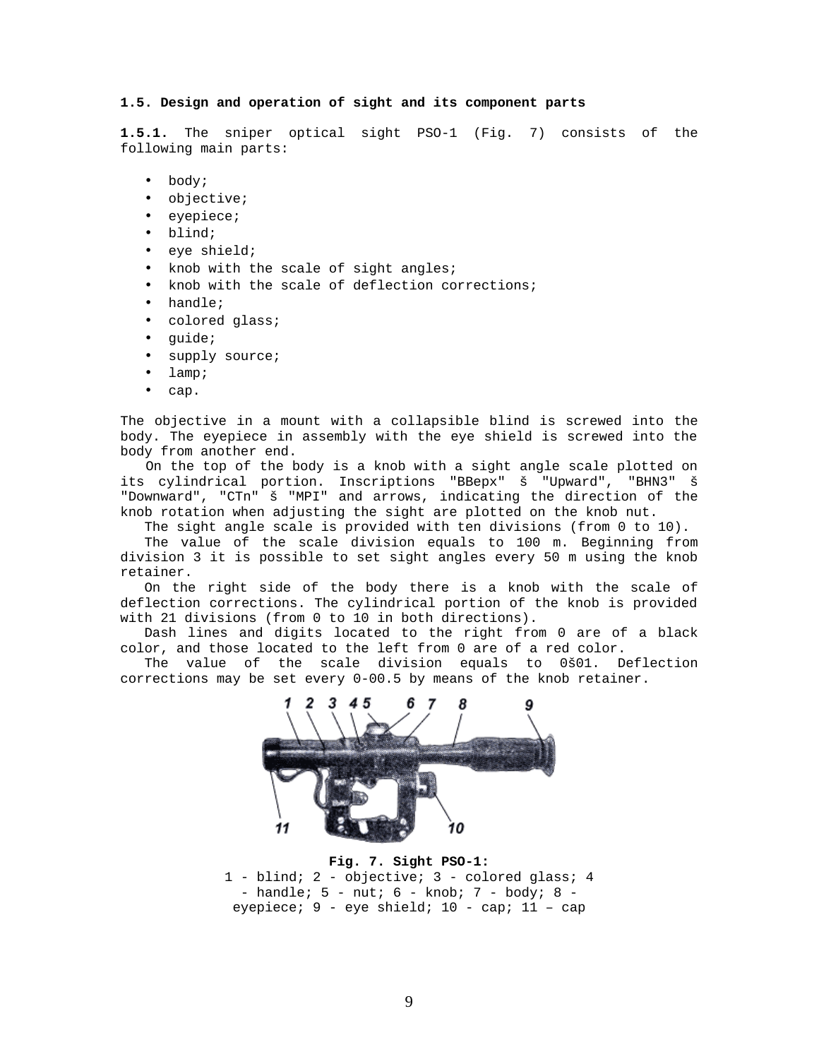### 1.5. Design and operation of sight and its component parts

**1.5.1.** The sniper optical sight PSO-1 (Fig. 7) consists of the following main parts:

- body;
- objective;
- eyepiece;
- blind;
- eye shield;
- knob with the scale of sight angles;
- knob with the scale of deflection corrections;
- handle;
- colored glass;
- guide;
- supply source;
- lamp;
- cap.

The objective in a mount with a collapsible blind is screwed into the body. The eyepiece in assembly with the eye shield is screwed into the body from another end.

On the top of the body is a knob with a sight angle scale plotted on its cylindrical portion. Inscriptions "BBepx" š "Upward", "BHN3" š "Downward", "CTn" š "MPI" and arrows, indicating the direction of the knob rotation when adjusting the sight are plotted on the knob nut.

The sight angle scale is provided with ten divisions (from 0 to 10).

The value of the scale division equals to 100 m. Beginning from division 3 it is possible to set sight angles every 50 m using the knob retainer.

On the right side of the body there is a knob with the scale of deflection corrections. The cylindrical portion of the knob is provided with 21 divisions (from 0 to 10 in both directions).

Dash lines and digits located to the right from 0 are of a black color, and those located to the left from 0 are of a red color.

The value of the scale division equals to 0š01. Deflection corrections may be set every 0-00.5 by means of the knob retainer.

**Fig. 7. Sight PSO-1:**
1 - blind; 2 - objective; 3 - colored glass; 4 - handle; 5 - nut; 6 - knob; 7 - body; 8 - eyepiece; 9 - eye shield; 10 - cap; 11 – cap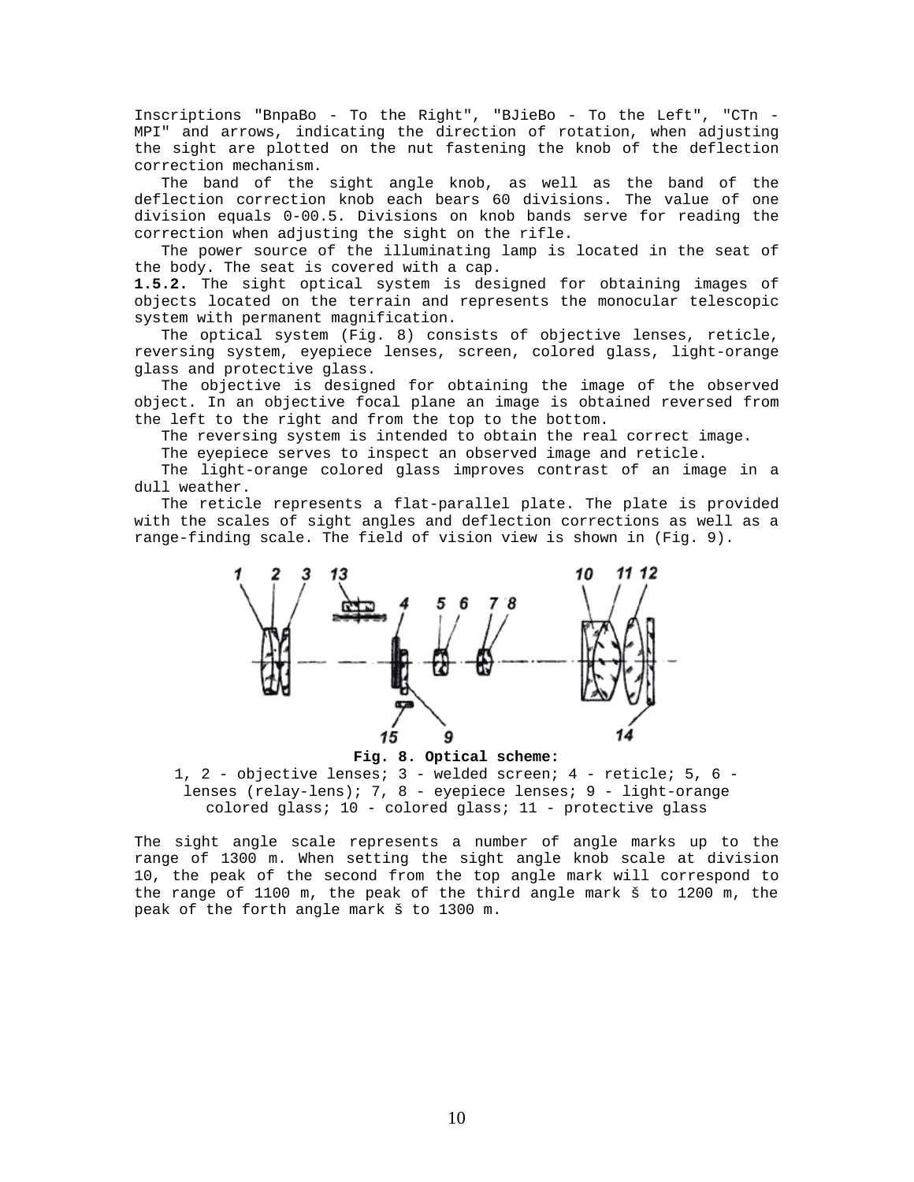Inscriptions "BnpaBo - To the Right", "BJieBo - To the Left", "CTn - MPI" and arrows, indicating the direction of rotation, when adjusting the sight are plotted on the nut fastening the knob of the deflection correction mechanism.

The band of the sight angle knob, as well as the band of the deflection correction knob each bears 60 divisions. The value of one division equals 0-00.5. Divisions on knob bands serve for reading the correction when adjusting the sight on the rifle.

The power source of the illuminating lamp is located in the seat of the body. The seat is covered with a cap.

**1.5.2.** The sight optical system is designed for obtaining images of objects located on the terrain and represents the monocular telescopic system with permanent magnification.

The optical system (Fig. 8) consists of objective lenses, reticle, reversing system, eyepiece lenses, screen, colored glass, light-orange glass and protective glass.

The objective is designed for obtaining the image of the observed object. In an objective focal plane an image is obtained reversed from the left to the right and from the top to the bottom.

The reversing system is intended to obtain the real correct image.

The eyepiece serves to inspect an observed image and reticle.

The light-orange colored glass improves contrast of an image in a dull weather.

The reticle represents a flat-parallel plate. The plate is provided with the scales of sight angles and deflection corrections as well as a range-finding scale. The field of vision view is shown in (Fig. 9).

**Fig. 8. Optical scheme:**
1, 2 - objective lenses; 3 - welded screen; 4 - reticle; 5, 6 - lenses (relay-lens); 7, 8 - eyepiece lenses; 9 - light-orange colored glass; 10 - colored glass; 11 - protective glass

The sight angle scale represents a number of angle marks up to the range of 1300 m. When setting the sight angle knob scale at division 10, the peak of the second from the top angle mark will correspond to the range of 1100 m, the peak of the third angle mark š to 1200 m, the peak of the forth angle mark š to 1300 m.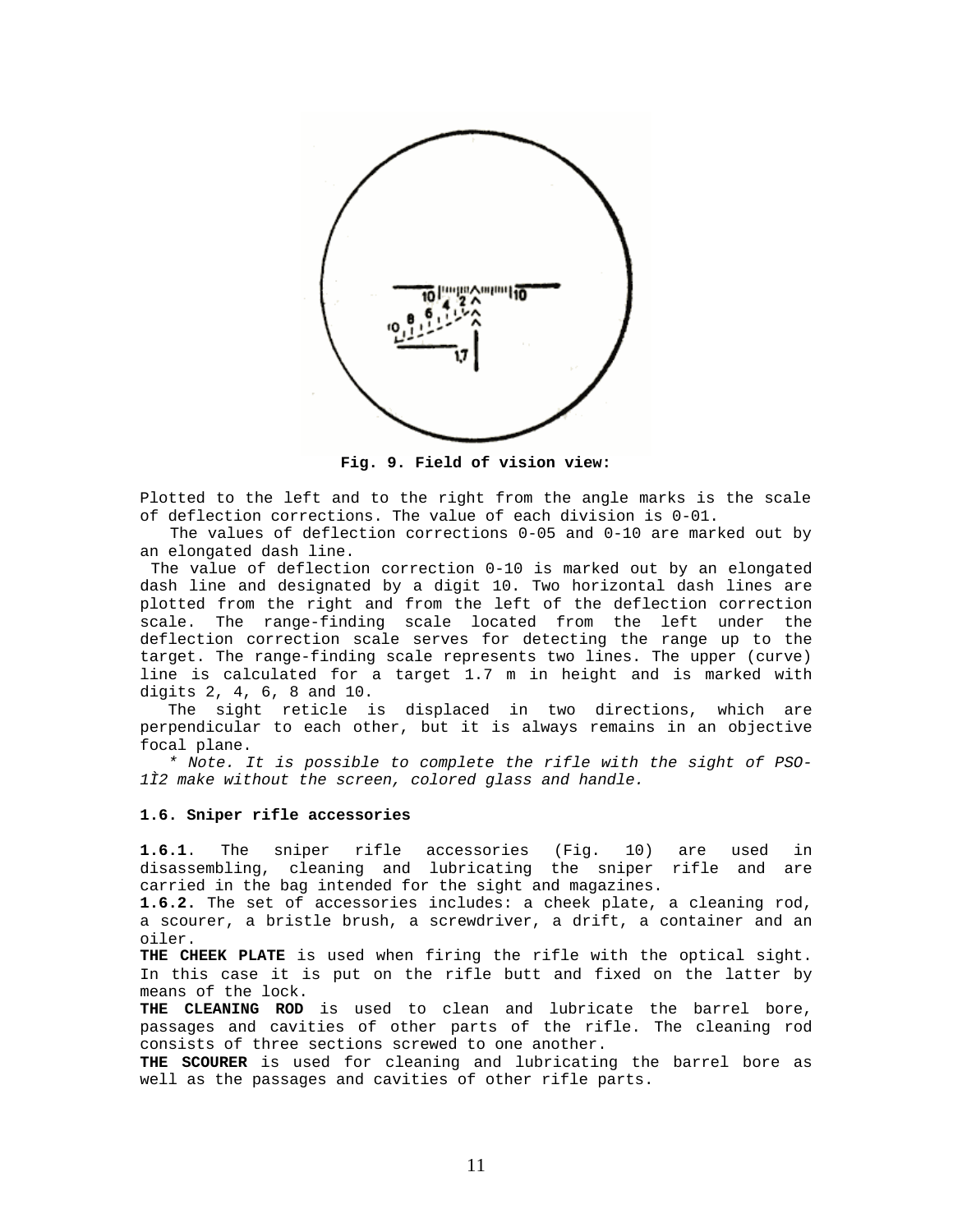**Fig. 9. Field of vision view:**

Plotted to the left and to the right from the angle marks is the scale of deflection corrections. The value of each division is 0-01.

The values of deflection corrections 0-05 and 0-10 are marked out by an elongated dash line.

The value of deflection correction 0-10 is marked out by an elongated dash line and designated by a digit 10. Two horizontal dash lines are plotted from the right and from the left of the deflection correction scale. The range-finding scale located from the left under the deflection correction scale serves for detecting the range up to the target. The range-finding scale represents two lines. The upper (curve) line is calculated for a target 1.7 m in height and is marked with digits 2, 4, 6, 8 and 10.

The sight reticle is displaced in two directions, which are perpendicular to each other, but it is always remains in an objective focal plane.

*\* Note. It is possible to complete the rifle with the sight of PSO-1Ì2 make without the screen, colored glass and handle.*

### 1.6. Sniper rifle accessories

**1.6.1**. The sniper rifle accessories (Fig. 10) are used in disassembling, cleaning and lubricating the sniper rifle and are carried in the bag intended for the sight and magazines.

**1.6.2.** The set of accessories includes: a cheek plate, a cleaning rod, a scourer, a bristle brush, a screwdriver, a drift, a container and an oiler.

**THE CHEEK PLATE** is used when firing the rifle with the optical sight. In this case it is put on the rifle butt and fixed on the latter by means of the lock.

**THE CLEANING ROD** is used to clean and lubricate the barrel bore, passages and cavities of other parts of the rifle. The cleaning rod consists of three sections screwed to one another.

**THE SCOURER** is used for cleaning and lubricating the barrel bore as well as the passages and cavities of other rifle parts.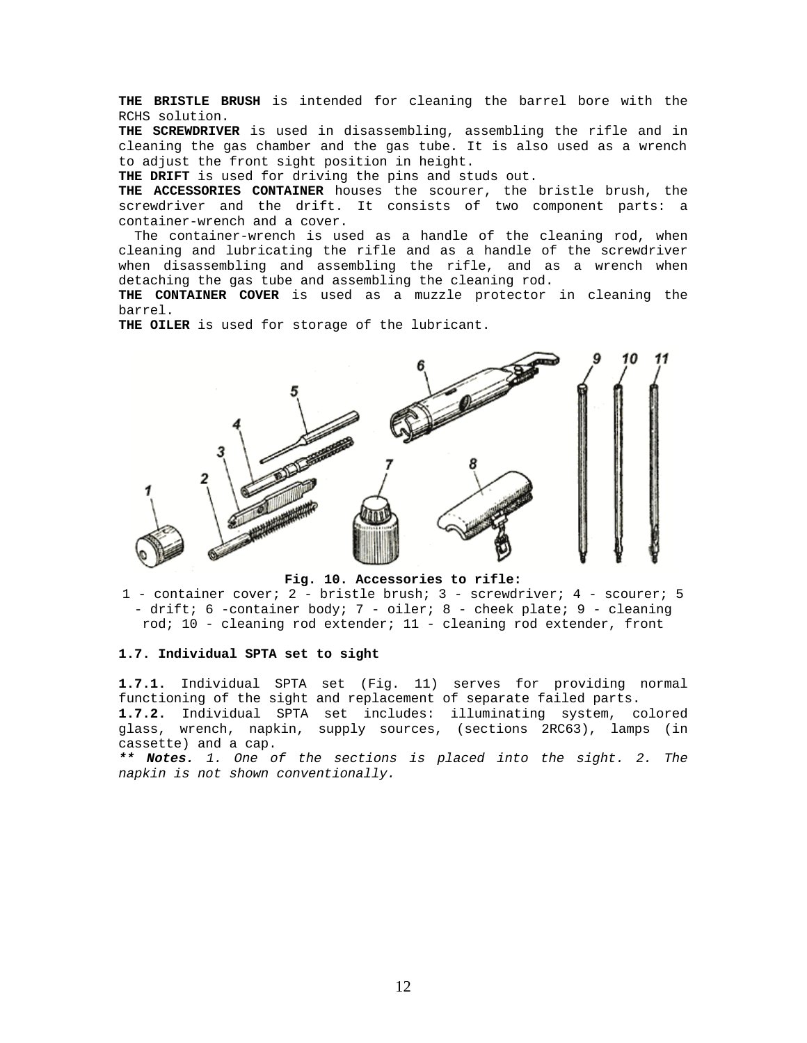**THE BRISTLE BRUSH** is intended for cleaning the barrel bore with the RCHS solution.

**THE SCREWDRIVER** is used in disassembling, assembling the rifle and in cleaning the gas chamber and the gas tube. It is also used as a wrench to adjust the front sight position in height.

**THE DRIFT** is used for driving the pins and studs out.

**THE ACCESSORIES CONTAINER** houses the scourer, the bristle brush, the screwdriver and the drift. It consists of two component parts: a container-wrench and a cover.

The container-wrench is used as a handle of the cleaning rod, when cleaning and lubricating the rifle and as a handle of the screwdriver when disassembling and assembling the rifle, and as a wrench when detaching the gas tube and assembling the cleaning rod.

**THE CONTAINER COVER** is used as a muzzle protector in cleaning the barrel.

**THE OILER** is used for storage of the lubricant.

**Fig. 10. Accessories to rifle:**

1 - container cover; 2 - bristle brush; 3 - screwdriver; 4 - scourer; 5 - drift; 6 -container body; 7 - oiler; 8 - cheek plate; 9 - cleaning rod; 10 - cleaning rod extender; 11 - cleaning rod extender, front

**1.7. Individual SPTA set to sight**

**1.7.1.** Individual SPTA set (Fig. 11) serves for providing normal functioning of the sight and replacement of separate failed parts.

**1.7.2.** Individual SPTA set includes: illuminating system, colored glass, wrench, napkin, supply sources, (sections 2RC63), lamps (in cassette) and a cap.

***\*\* Notes.*** *1. One of the sections is placed into the sight. 2. The napkin is not shown conventionally.*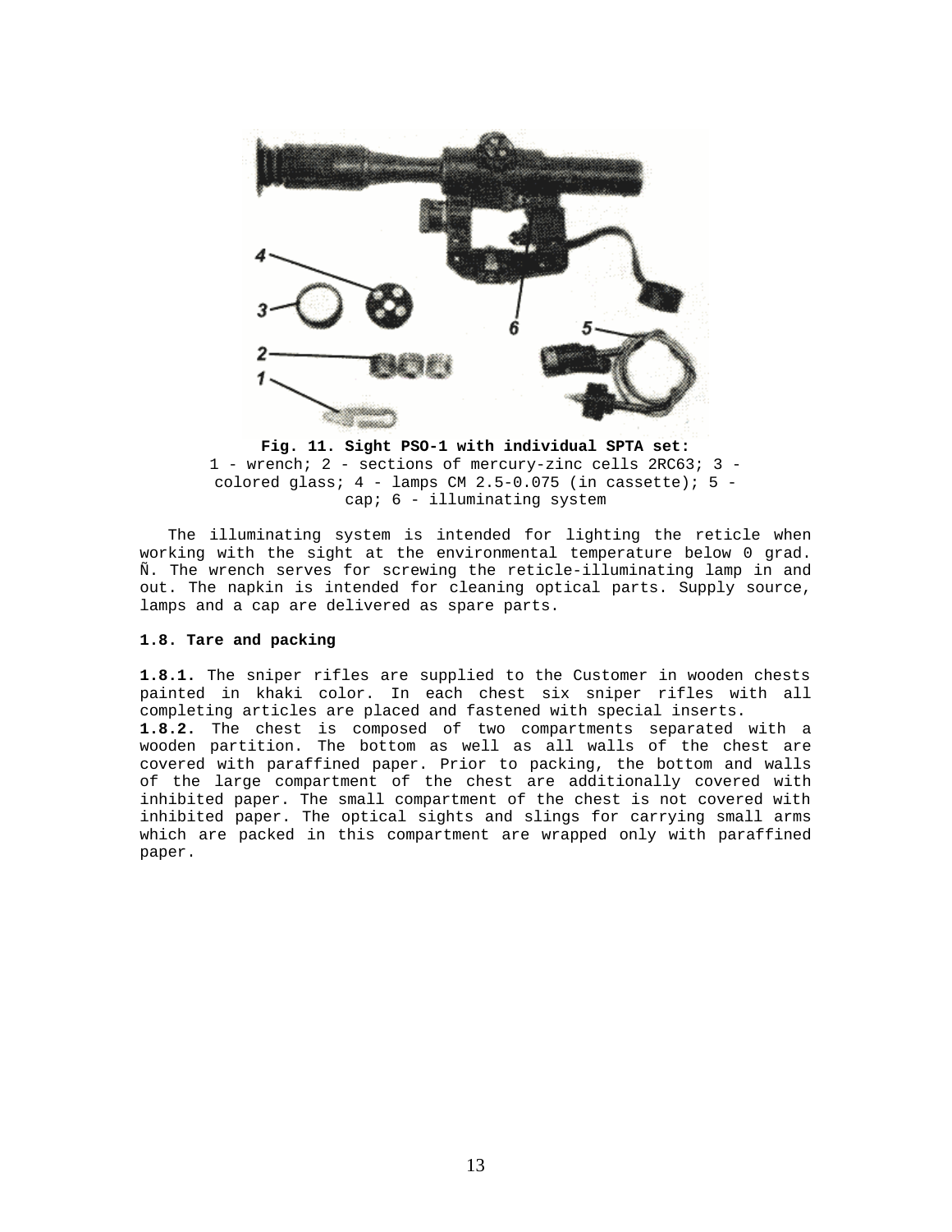**Fig. 11. Sight PSO-1 with individual SPTA set:**
1 - wrench; 2 - sections of mercury-zinc cells 2RC63; 3 - colored glass; 4 - lamps CM 2.5-0.075 (in cassette); 5 - cap; 6 - illuminating system

The illuminating system is intended for lighting the reticle when working with the sight at the environmental temperature below 0 grad. Ñ. The wrench serves for screwing the reticle-illuminating lamp in and out. The napkin is intended for cleaning optical parts. Supply source, lamps and a cap are delivered as spare parts.

### 1.8. Tare and packing

**1.8.1.** The sniper rifles are supplied to the Customer in wooden chests painted in khaki color. In each chest six sniper rifles with all completing articles are placed and fastened with special inserts.

**1.8.2.** The chest is composed of two compartments separated with a wooden partition. The bottom as well as all walls of the chest are covered with paraffined paper. Prior to packing, the bottom and walls of the large compartment of the chest are additionally covered with inhibited paper. The small compartment of the chest is not covered with inhibited paper. The optical sights and slings for carrying small arms which are packed in this compartment are wrapped only with paraffined paper.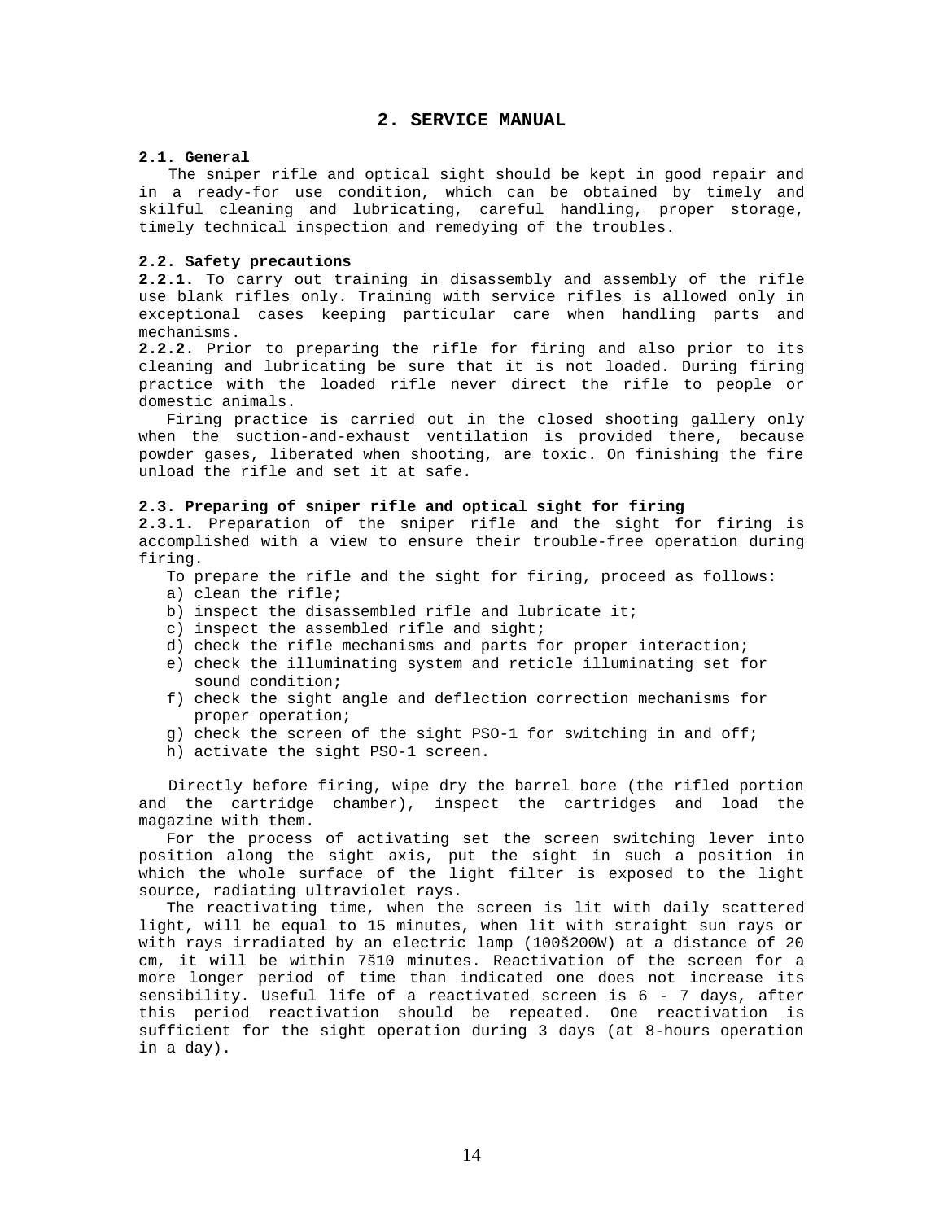## 2. SERVICE MANUAL

**2.1. General**

The sniper rifle and optical sight should be kept in good repair and in a ready-for use condition, which can be obtained by timely and skilful cleaning and lubricating, careful handling, proper storage, timely technical inspection and remedying of the troubles.

**2.2. Safety precautions**

**2.2.1.** To carry out training in disassembly and assembly of the rifle use blank rifles only. Training with service rifles is allowed only in exceptional cases keeping particular care when handling parts and mechanisms.

**2.2.2**. Prior to preparing the rifle for firing and also prior to its cleaning and lubricating be sure that it is not loaded. During firing practice with the loaded rifle never direct the rifle to people or domestic animals.

Firing practice is carried out in the closed shooting gallery only when the suction-and-exhaust ventilation is provided there, because powder gases, liberated when shooting, are toxic. On finishing the fire unload the rifle and set it at safe.

**2.3. Preparing of sniper rifle and optical sight for firing**

**2.3.1.** Preparation of the sniper rifle and the sight for firing is accomplished with a view to ensure their trouble-free operation during firing.

To prepare the rifle and the sight for firing, proceed as follows:

a) clean the rifle;
b) inspect the disassembled rifle and lubricate it;
c) inspect the assembled rifle and sight;
d) check the rifle mechanisms and parts for proper interaction;
e) check the illuminating system and reticle illuminating set for sound condition;
f) check the sight angle and deflection correction mechanisms for proper operation;
g) check the screen of the sight PSO-1 for switching in and off;
h) activate the sight PSO-1 screen.

Directly before firing, wipe dry the barrel bore (the rifled portion and the cartridge chamber), inspect the cartridges and load the magazine with them.

For the process of activating set the screen switching lever into position along the sight axis, put the sight in such a position in which the whole surface of the light filter is exposed to the light source, radiating ultraviolet rays.

The reactivating time, when the screen is lit with daily scattered light, will be equal to 15 minutes, when lit with straight sun rays or with rays irradiated by an electric lamp (100š200W) at a distance of 20 cm, it will be within 7š10 minutes. Reactivation of the screen for a more longer period of time than indicated one does not increase its sensibility. Useful life of a reactivated screen is 6 - 7 days, after this period reactivation should be repeated. One reactivation is sufficient for the sight operation during 3 days (at 8-hours operation in a day).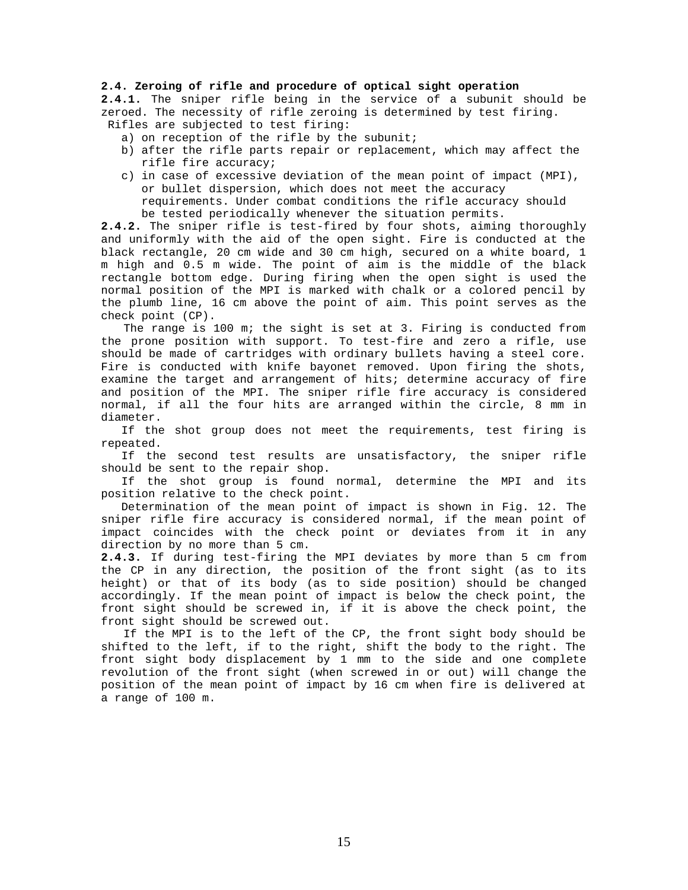**2.4. Zeroing of rifle and procedure of optical sight operation**

**2.4.1.** The sniper rifle being in the service of a subunit should be zeroed. The necessity of rifle zeroing is determined by test firing.

Rifles are subjected to test firing:

a) on reception of the rifle by the subunit;
b) after the rifle parts repair or replacement, which may affect the rifle fire accuracy;
c) in case of excessive deviation of the mean point of impact (MPI), or bullet dispersion, which does not meet the accuracy requirements. Under combat conditions the rifle accuracy should be tested periodically whenever the situation permits.

**2.4.2.** The sniper rifle is test-fired by four shots, aiming thoroughly and uniformly with the aid of the open sight. Fire is conducted at the black rectangle, 20 cm wide and 30 cm high, secured on a white board, 1 m high and 0.5 m wide. The point of aim is the middle of the black rectangle bottom edge. During firing when the open sight is used the normal position of the MPI is marked with chalk or a colored pencil by the plumb line, 16 cm above the point of aim. This point serves as the check point (CP).

The range is 100 m; the sight is set at 3. Firing is conducted from the prone position with support. To test-fire and zero a rifle, use should be made of cartridges with ordinary bullets having a steel core. Fire is conducted with knife bayonet removed. Upon firing the shots, examine the target and arrangement of hits; determine accuracy of fire and position of the MPI. The sniper rifle fire accuracy is considered normal, if all the four hits are arranged within the circle, 8 mm in diameter.

If the shot group does not meet the requirements, test firing is repeated.

If the second test results are unsatisfactory, the sniper rifle should be sent to the repair shop.

If the shot group is found normal, determine the MPI and its position relative to the check point.

Determination of the mean point of impact is shown in Fig. 12. The sniper rifle fire accuracy is considered normal, if the mean point of impact coincides with the check point or deviates from it in any direction by no more than 5 cm.

**2.4.3.** If during test-firing the MPI deviates by more than 5 cm from the CP in any direction, the position of the front sight (as to its height) or that of its body (as to side position) should be changed accordingly. If the mean point of impact is below the check point, the front sight should be screwed in, if it is above the check point, the front sight should be screwed out.

If the MPI is to the left of the CP, the front sight body should be shifted to the left, if to the right, shift the body to the right. The front sight body displacement by 1 mm to the side and one complete revolution of the front sight (when screwed in or out) will change the position of the mean point of impact by 16 cm when fire is delivered at a range of 100 m.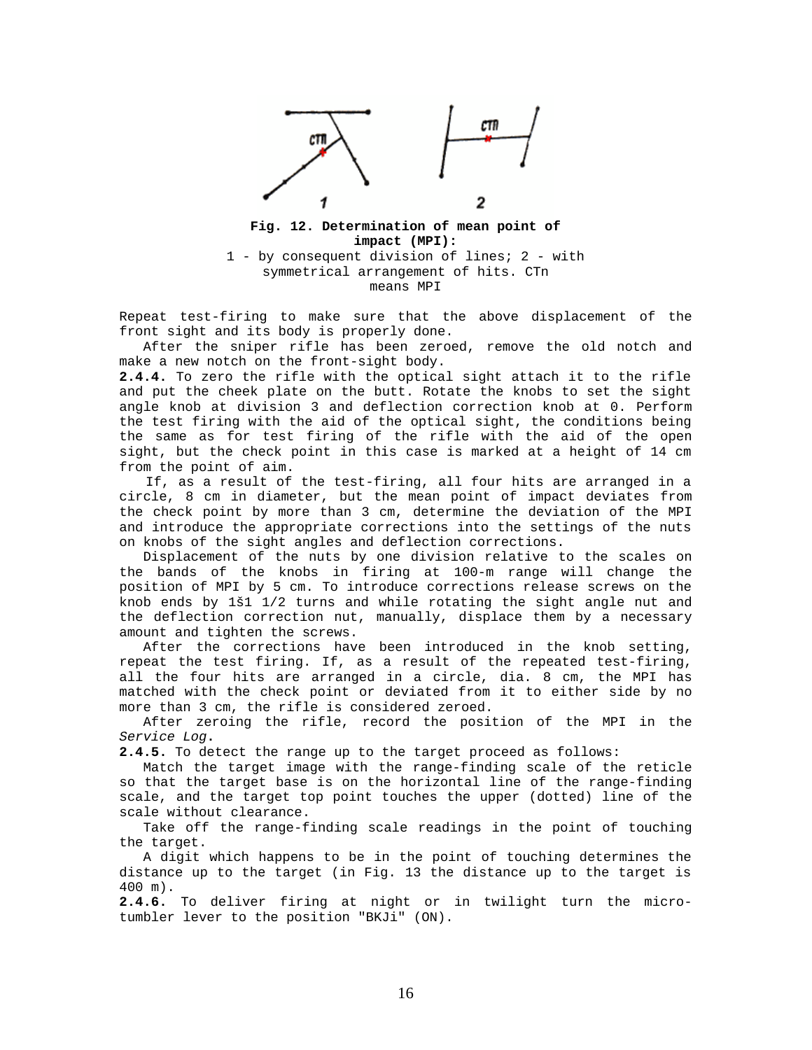**Fig. 12. Determination of mean point of impact (MPI):**
1 - by consequent division of lines; 2 - with symmetrical arrangement of hits. CTn means MPI

Repeat test-firing to make sure that the above displacement of the front sight and its body is properly done.

After the sniper rifle has been zeroed, remove the old notch and make a new notch on the front-sight body.

**2.4.4.** To zero the rifle with the optical sight attach it to the rifle and put the cheek plate on the butt. Rotate the knobs to set the sight angle knob at division 3 and deflection correction knob at 0. Perform the test firing with the aid of the optical sight, the conditions being the same as for test firing of the rifle with the aid of the open sight, but the check point in this case is marked at a height of 14 cm from the point of aim.

If, as a result of the test-firing, all four hits are arranged in a circle, 8 cm in diameter, but the mean point of impact deviates from the check point by more than 3 cm, determine the deviation of the MPI and introduce the appropriate corrections into the settings of the nuts on knobs of the sight angles and deflection corrections.

Displacement of the nuts by one division relative to the scales on the bands of the knobs in firing at 100-m range will change the position of MPI by 5 cm. To introduce corrections release screws on the knob ends by 1š1 1/2 turns and while rotating the sight angle nut and the deflection correction nut, manually, displace them by a necessary amount and tighten the screws.

After the corrections have been introduced in the knob setting, repeat the test firing. If, as a result of the repeated test-firing, all the four hits are arranged in a circle, dia. 8 cm, the MPI has matched with the check point or deviated from it to either side by no more than 3 cm, the rifle is considered zeroed.

After zeroing the rifle, record the position of the MPI in the *Service Log*.

**2.4.5.** To detect the range up to the target proceed as follows:

Match the target image with the range-finding scale of the reticle so that the target base is on the horizontal line of the range-finding scale, and the target top point touches the upper (dotted) line of the scale without clearance.

Take off the range-finding scale readings in the point of touching the target.

A digit which happens to be in the point of touching determines the distance up to the target (in Fig. 13 the distance up to the target is 400 m).

**2.4.6.** To deliver firing at night or in twilight turn the micro-tumbler lever to the position "BKJi" (ON).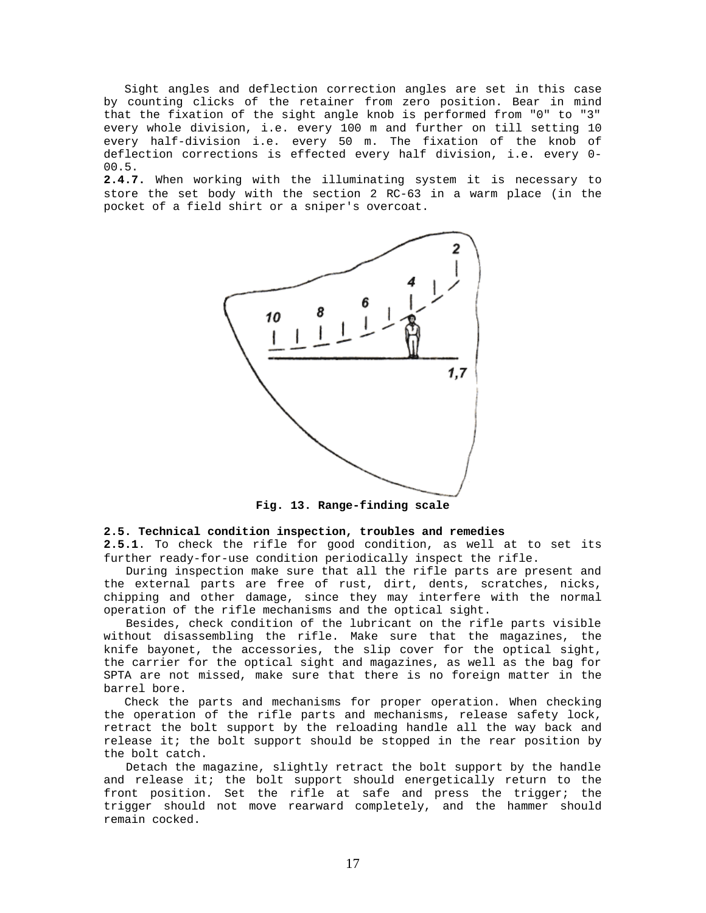Sight angles and deflection correction angles are set in this case by counting clicks of the retainer from zero position. Bear in mind that the fixation of the sight angle knob is performed from "0" to "3" every whole division, i.e. every 100 m and further on till setting 10 every half-division i.e. every 50 m. The fixation of the knob of deflection corrections is effected every half division, i.e. every 0-00.5.

**2.4.7.** When working with the illuminating system it is necessary to store the set body with the section 2 RC-63 in a warm place (in the pocket of a field shirt or a sniper's overcoat.

**Fig. 13. Range-finding scale**

**2.5. Technical condition inspection, troubles and remedies**

**2.5.1**. To check the rifle for good condition, as well at to set its further ready-for-use condition periodically inspect the rifle.

During inspection make sure that all the rifle parts are present and the external parts are free of rust, dirt, dents, scratches, nicks, chipping and other damage, since they may interfere with the normal operation of the rifle mechanisms and the optical sight.

Besides, check condition of the lubricant on the rifle parts visible without disassembling the rifle. Make sure that the magazines, the knife bayonet, the accessories, the slip cover for the optical sight, the carrier for the optical sight and magazines, as well as the bag for SPTA are not missed, make sure that there is no foreign matter in the barrel bore.

Check the parts and mechanisms for proper operation. When checking the operation of the rifle parts and mechanisms, release safety lock, retract the bolt support by the reloading handle all the way back and release it; the bolt support should be stopped in the rear position by the bolt catch.

Detach the magazine, slightly retract the bolt support by the handle and release it; the bolt support should energetically return to the front position. Set the rifle at safe and press the trigger; the trigger should not move rearward completely, and the hammer should remain cocked.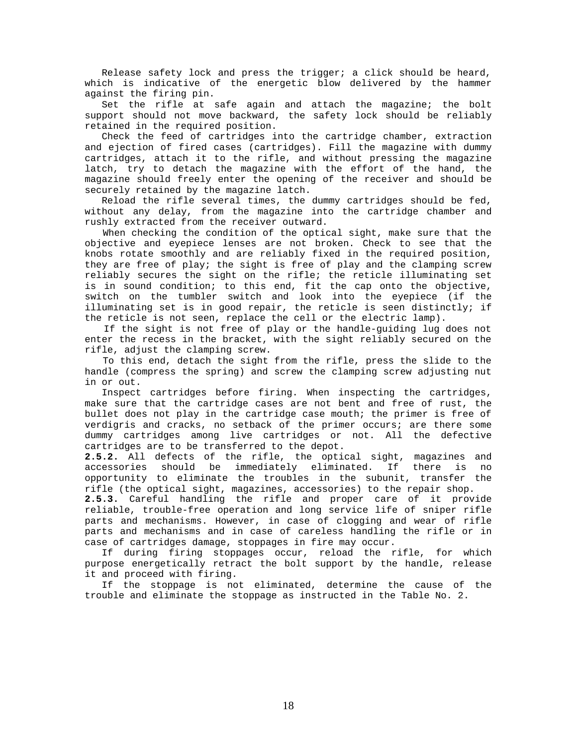Release safety lock and press the trigger; a click should be heard, which is indicative of the energetic blow delivered by the hammer against the firing pin.

Set the rifle at safe again and attach the magazine; the bolt support should not move backward, the safety lock should be reliably retained in the required position.

Check the feed of cartridges into the cartridge chamber, extraction and ejection of fired cases (cartridges). Fill the magazine with dummy cartridges, attach it to the rifle, and without pressing the magazine latch, try to detach the magazine with the effort of the hand, the magazine should freely enter the opening of the receiver and should be securely retained by the magazine latch.

Reload the rifle several times, the dummy cartridges should be fed, without any delay, from the magazine into the cartridge chamber and rushly extracted from the receiver outward.

When checking the condition of the optical sight, make sure that the objective and eyepiece lenses are not broken. Check to see that the knobs rotate smoothly and are reliably fixed in the required position, they are free of play; the sight is free of play and the clamping screw reliably secures the sight on the rifle; the reticle illuminating set is in sound condition; to this end, fit the cap onto the objective, switch on the tumbler switch and look into the eyepiece (if the illuminating set is in good repair, the reticle is seen distinctly; if the reticle is not seen, replace the cell or the electric lamp).

If the sight is not free of play or the handle-guiding lug does not enter the recess in the bracket, with the sight reliably secured on the rifle, adjust the clamping screw.

To this end, detach the sight from the rifle, press the slide to the handle (compress the spring) and screw the clamping screw adjusting nut in or out.

Inspect cartridges before firing. When inspecting the cartridges, make sure that the cartridge cases are not bent and free of rust, the bullet does not play in the cartridge case mouth; the primer is free of verdigris and cracks, no setback of the primer occurs; are there some dummy cartridges among live cartridges or not. All the defective cartridges are to be transferred to the depot.

**2.5.2.** All defects of the rifle, the optical sight, magazines and accessories should be immediately eliminated. If there is no opportunity to eliminate the troubles in the subunit, transfer the rifle (the optical sight, magazines, accessories) to the repair shop.

**2.5.3.** Careful handling the rifle and proper care of it provide reliable, trouble-free operation and long service life of sniper rifle parts and mechanisms. However, in case of clogging and wear of rifle parts and mechanisms and in case of careless handling the rifle or in case of cartridges damage, stoppages in fire may occur.

If during firing stoppages occur, reload the rifle, for which purpose energetically retract the bolt support by the handle, release it and proceed with firing.

If the stoppage is not eliminated, determine the cause of the trouble and eliminate the stoppage as instructed in the Table No. 2.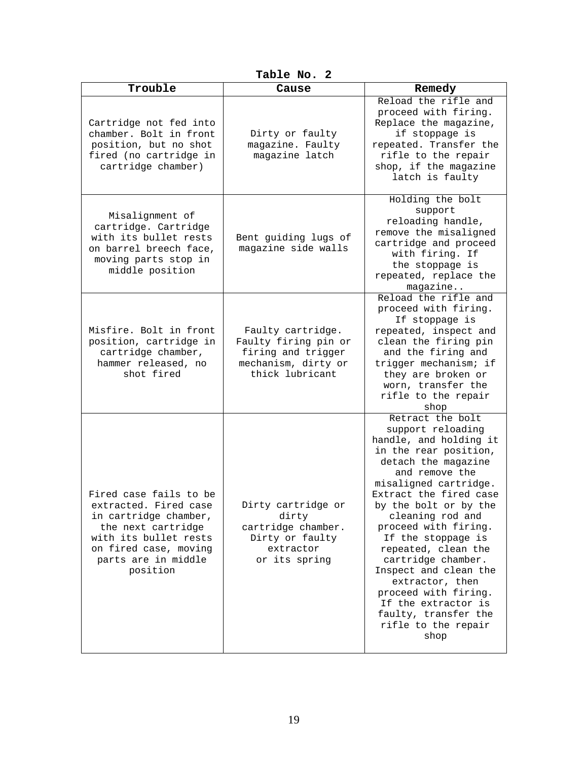**Table No. 2**

| Trouble | Cause | Remedy |
|---|---|---|
| Cartridge not fed into chamber. Bolt in front position, but no shot fired (no cartridge in cartridge chamber) | Dirty or faulty magazine. Faulty magazine latch | Reload the rifle and proceed with firing. Replace the magazine, if stoppage is repeated. Transfer the rifle to the repair shop, if the magazine latch is faulty |
| Misalignment of cartridge. Cartridge with its bullet rests on barrel breech face, moving parts stop in middle position | Bent guiding lugs of magazine side walls | Holding the bolt support reloading handle, remove the misaligned cartridge and proceed with firing. If the stoppage is repeated, replace the magazine.. |
| Misfire. Bolt in front position, cartridge in cartridge chamber, hammer released, no shot fired | Faulty cartridge. Faulty firing pin or firing and trigger mechanism, dirty or thick lubricant | Reload the rifle and proceed with firing. If stoppage is repeated, inspect and clean the firing pin and the firing and trigger mechanism; if they are broken or worn, transfer the rifle to the repair shop |
| Fired case fails to be extracted. Fired case in cartridge chamber, the next cartridge with its bullet rests on fired case, moving parts are in middle position | Dirty cartridge or dirty cartridge chamber. Dirty or faulty extractor or its spring | Retract the bolt support reloading handle, and holding it in the rear position, detach the magazine and remove the misaligned cartridge. Extract the fired case by the bolt or by the cleaning rod and proceed with firing. If the stoppage is repeated, clean the cartridge chamber. Inspect and clean the extractor, then proceed with firing. If the extractor is faulty, transfer the rifle to the repair shop |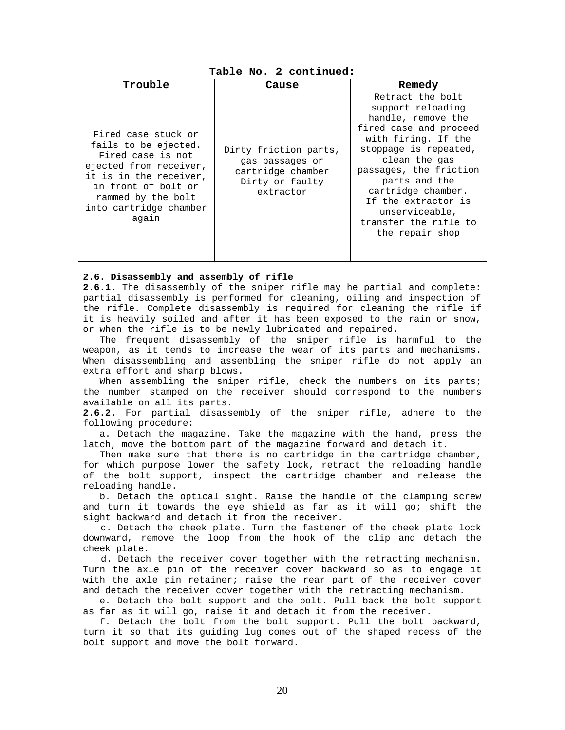**Table No. 2 continued:**

| Trouble | Cause | Remedy |
|---|---|---|
| Fired case stuck or fails to be ejected. Fired case is not ejected from receiver, it is in the receiver, in front of bolt or rammed by the bolt into cartridge chamber again | Dirty friction parts, gas passages or cartridge chamber Dirty or faulty extractor | Retract the bolt support reloading handle, remove the fired case and proceed with firing. If the stoppage is repeated, clean the gas passages, the friction parts and the cartridge chamber. If the extractor is unserviceable, transfer the rifle to the repair shop |

**2.6. Disassembly and assembly of rifle**

**2.6.1.** The disassembly of the sniper rifle may he partial and complete: partial disassembly is performed for cleaning, oiling and inspection of the rifle. Complete disassembly is required for cleaning the rifle if it is heavily soiled and after it has been exposed to the rain or snow, or when the rifle is to be newly lubricated and repaired.

The frequent disassembly of the sniper rifle is harmful to the weapon, as it tends to increase the wear of its parts and mechanisms. When disassembling and assembling the sniper rifle do not apply an extra effort and sharp blows.

When assembling the sniper rifle, check the numbers on its parts; the number stamped on the receiver should correspond to the numbers available on all its parts.

**2.6.2.** For partial disassembly of the sniper rifle, adhere to the following procedure:

a. Detach the magazine. Take the magazine with the hand, press the latch, move the bottom part of the magazine forward and detach it.

Then make sure that there is no cartridge in the cartridge chamber, for which purpose lower the safety lock, retract the reloading handle of the bolt support, inspect the cartridge chamber and release the reloading handle.

b. Detach the optical sight. Raise the handle of the clamping screw and turn it towards the eye shield as far as it will go; shift the sight backward and detach it from the receiver.

c. Detach the cheek plate. Turn the fastener of the cheek plate lock downward, remove the loop from the hook of the clip and detach the cheek plate.

d. Detach the receiver cover together with the retracting mechanism. Turn the axle pin of the receiver cover backward so as to engage it with the axle pin retainer; raise the rear part of the receiver cover and detach the receiver cover together with the retracting mechanism.

e. Detach the bolt support and the bolt. Pull back the bolt support as far as it will go, raise it and detach it from the receiver.

f. Detach the bolt from the bolt support. Pull the bolt backward, turn it so that its guiding lug comes out of the shaped recess of the bolt support and move the bolt forward.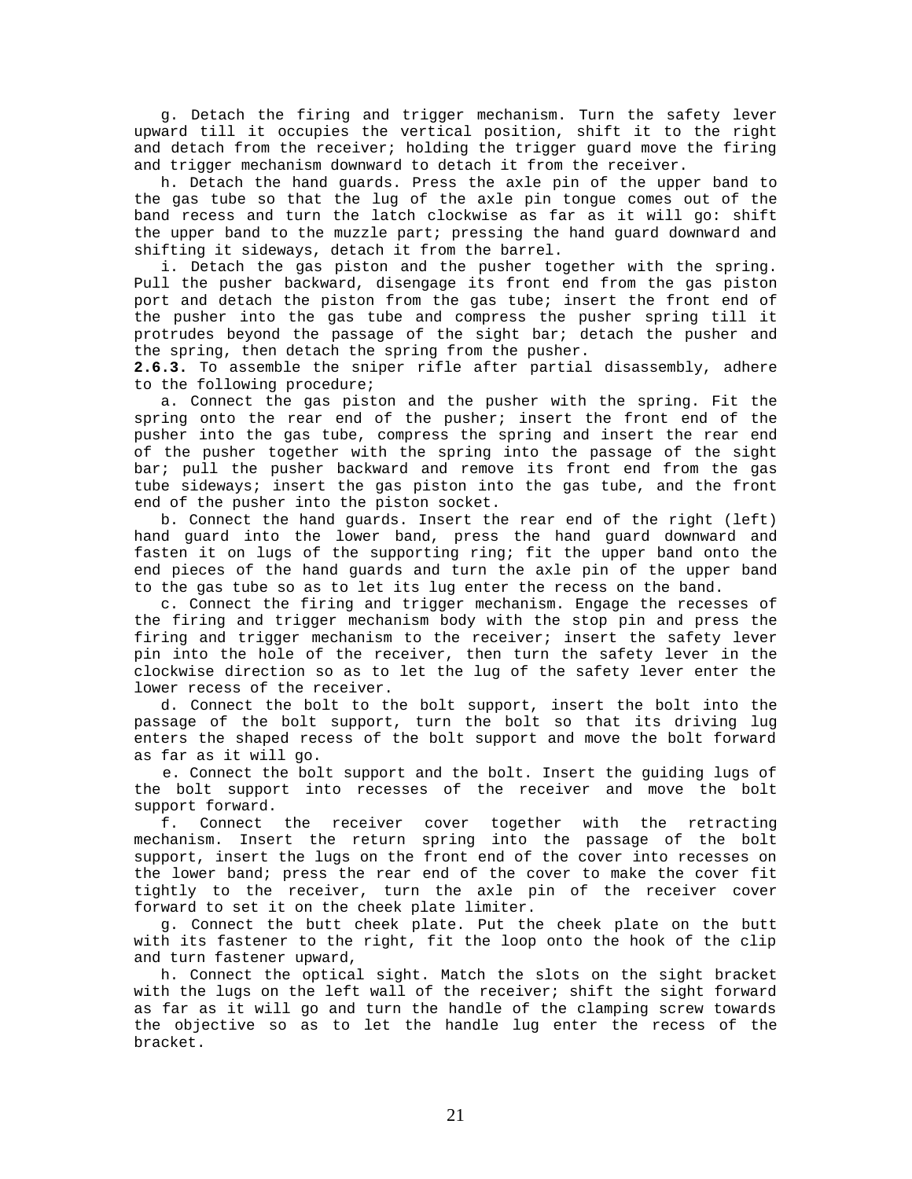g. Detach the firing and trigger mechanism. Turn the safety lever upward till it occupies the vertical position, shift it to the right and detach from the receiver; holding the trigger guard move the firing and trigger mechanism downward to detach it from the receiver.

h. Detach the hand guards. Press the axle pin of the upper band to the gas tube so that the lug of the axle pin tongue comes out of the band recess and turn the latch clockwise as far as it will go: shift the upper band to the muzzle part; pressing the hand guard downward and shifting it sideways, detach it from the barrel.

i. Detach the gas piston and the pusher together with the spring. Pull the pusher backward, disengage its front end from the gas piston port and detach the piston from the gas tube; insert the front end of the pusher into the gas tube and compress the pusher spring till it protrudes beyond the passage of the sight bar; detach the pusher and the spring, then detach the spring from the pusher.

**2.6.3.** To assemble the sniper rifle after partial disassembly, adhere to the following procedure;

a. Connect the gas piston and the pusher with the spring. Fit the spring onto the rear end of the pusher; insert the front end of the pusher into the gas tube, compress the spring and insert the rear end of the pusher together with the spring into the passage of the sight bar; pull the pusher backward and remove its front end from the gas tube sideways; insert the gas piston into the gas tube, and the front end of the pusher into the piston socket.

b. Connect the hand guards. Insert the rear end of the right (left) hand guard into the lower band, press the hand guard downward and fasten it on lugs of the supporting ring; fit the upper band onto the end pieces of the hand guards and turn the axle pin of the upper band to the gas tube so as to let its lug enter the recess on the band.

c. Connect the firing and trigger mechanism. Engage the recesses of the firing and trigger mechanism body with the stop pin and press the firing and trigger mechanism to the receiver; insert the safety lever pin into the hole of the receiver, then turn the safety lever in the clockwise direction so as to let the lug of the safety lever enter the lower recess of the receiver.

d. Connect the bolt to the bolt support, insert the bolt into the passage of the bolt support, turn the bolt so that its driving lug enters the shaped recess of the bolt support and move the bolt forward as far as it will go.

e. Connect the bolt support and the bolt. Insert the guiding lugs of the bolt support into recesses of the receiver and move the bolt support forward.

f. Connect the receiver cover together with the retracting mechanism. Insert the return spring into the passage of the bolt support, insert the lugs on the front end of the cover into recesses on the lower band; press the rear end of the cover to make the cover fit tightly to the receiver, turn the axle pin of the receiver cover forward to set it on the cheek plate limiter.

g. Connect the butt cheek plate. Put the cheek plate on the butt with its fastener to the right, fit the loop onto the hook of the clip and turn fastener upward,

h. Connect the optical sight. Match the slots on the sight bracket with the lugs on the left wall of the receiver; shift the sight forward as far as it will go and turn the handle of the clamping screw towards the objective so as to let the handle lug enter the recess of the bracket.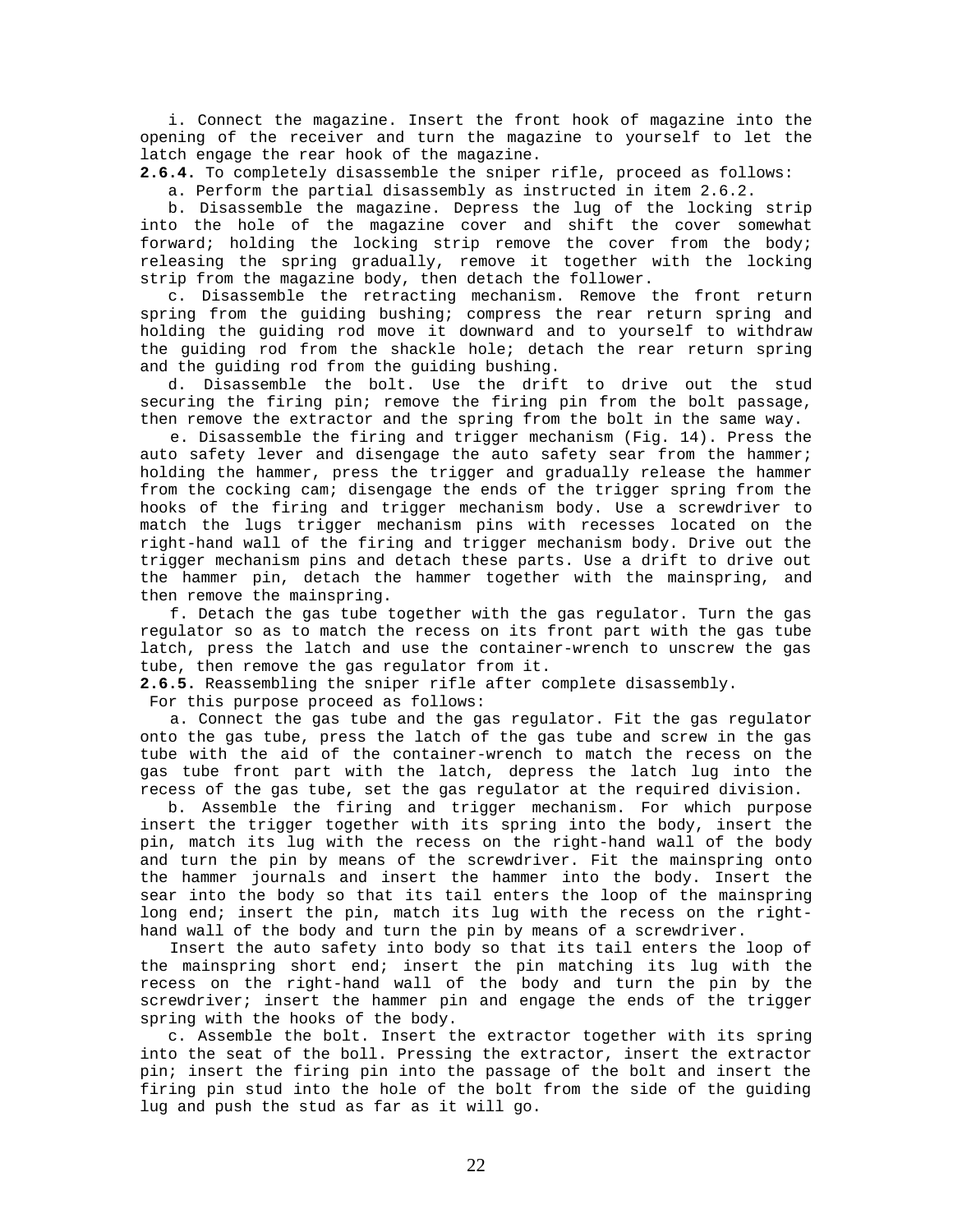i. Connect the magazine. Insert the front hook of magazine into the opening of the receiver and turn the magazine to yourself to let the latch engage the rear hook of the magazine.

**2.6.4.** To completely disassemble the sniper rifle, proceed as follows:

a. Perform the partial disassembly as instructed in item 2.6.2.

b. Disassemble the magazine. Depress the lug of the locking strip into the hole of the magazine cover and shift the cover somewhat forward; holding the locking strip remove the cover from the body; releasing the spring gradually, remove it together with the locking strip from the magazine body, then detach the follower.

c. Disassemble the retracting mechanism. Remove the front return spring from the guiding bushing; compress the rear return spring and holding the guiding rod move it downward and to yourself to withdraw the guiding rod from the shackle hole; detach the rear return spring and the guiding rod from the guiding bushing.

d. Disassemble the bolt. Use the drift to drive out the stud securing the firing pin; remove the firing pin from the bolt passage, then remove the extractor and the spring from the bolt in the same way.

e. Disassemble the firing and trigger mechanism (Fig. 14). Press the auto safety lever and disengage the auto safety sear from the hammer; holding the hammer, press the trigger and gradually release the hammer from the cocking cam; disengage the ends of the trigger spring from the hooks of the firing and trigger mechanism body. Use a screwdriver to match the lugs trigger mechanism pins with recesses located on the right-hand wall of the firing and trigger mechanism body. Drive out the trigger mechanism pins and detach these parts. Use a drift to drive out the hammer pin, detach the hammer together with the mainspring, and then remove the mainspring.

f. Detach the gas tube together with the gas regulator. Turn the gas regulator so as to match the recess on its front part with the gas tube latch, press the latch and use the container-wrench to unscrew the gas tube, then remove the gas regulator from it.

**2.6.5.** Reassembling the sniper rifle after complete disassembly.

For this purpose proceed as follows:

a. Connect the gas tube and the gas regulator. Fit the gas regulator onto the gas tube, press the latch of the gas tube and screw in the gas tube with the aid of the container-wrench to match the recess on the gas tube front part with the latch, depress the latch lug into the recess of the gas tube, set the gas regulator at the required division.

b. Assemble the firing and trigger mechanism. For which purpose insert the trigger together with its spring into the body, insert the pin, match its lug with the recess on the right-hand wall of the body and turn the pin by means of the screwdriver. Fit the mainspring onto the hammer journals and insert the hammer into the body. Insert the sear into the body so that its tail enters the loop of the mainspring long end; insert the pin, match its lug with the recess on the right-hand wall of the body and turn the pin by means of a screwdriver.

Insert the auto safety into body so that its tail enters the loop of the mainspring short end; insert the pin matching its lug with the recess on the right-hand wall of the body and turn the pin by the screwdriver; insert the hammer pin and engage the ends of the trigger spring with the hooks of the body.

c. Assemble the bolt. Insert the extractor together with its spring into the seat of the boll. Pressing the extractor, insert the extractor pin; insert the firing pin into the passage of the bolt and insert the firing pin stud into the hole of the bolt from the side of the guiding lug and push the stud as far as it will go.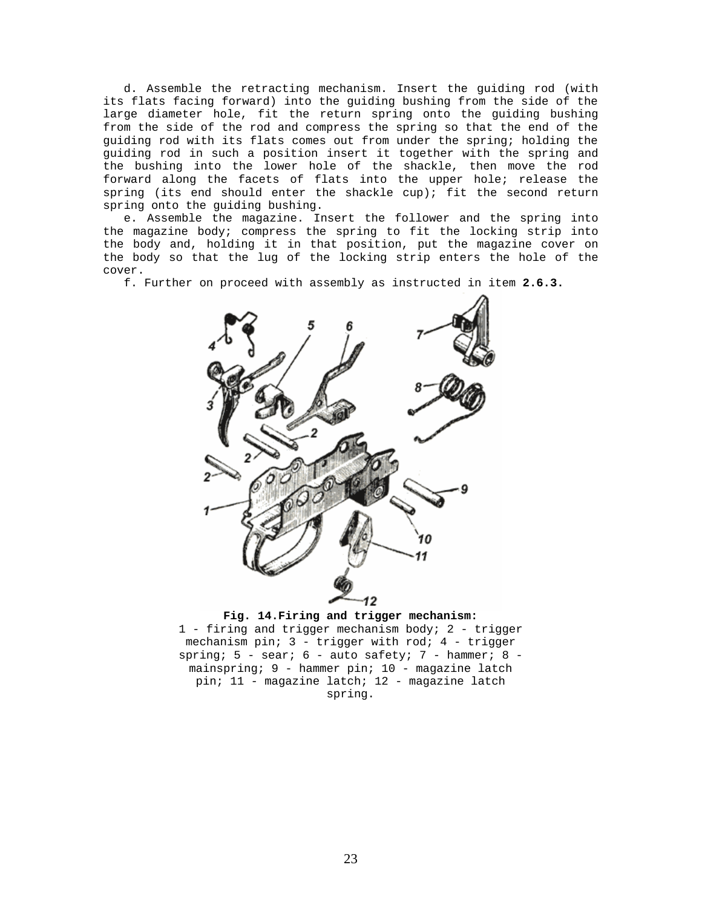d. Assemble the retracting mechanism. Insert the guiding rod (with its flats facing forward) into the guiding bushing from the side of the large diameter hole, fit the return spring onto the guiding bushing from the side of the rod and compress the spring so that the end of the guiding rod with its flats comes out from under the spring; holding the guiding rod in such a position insert it together with the spring and the bushing into the lower hole of the shackle, then move the rod forward along the facets of flats into the upper hole; release the spring (its end should enter the shackle cup); fit the second return spring onto the guiding bushing.

e. Assemble the magazine. Insert the follower and the spring into the magazine body; compress the spring to fit the locking strip into the body and, holding it in that position, put the magazine cover on the body so that the lug of the locking strip enters the hole of the cover.

f. Further on proceed with assembly as instructed in item **2.6.3.**

**Fig. 14.Firing and trigger mechanism:**
1 - firing and trigger mechanism body; 2 - trigger mechanism pin; 3 - trigger with rod; 4 - trigger spring; 5 - sear; 6 - auto safety; 7 - hammer; 8 - mainspring; 9 - hammer pin; 10 - magazine latch pin; 11 - magazine latch; 12 - magazine latch spring.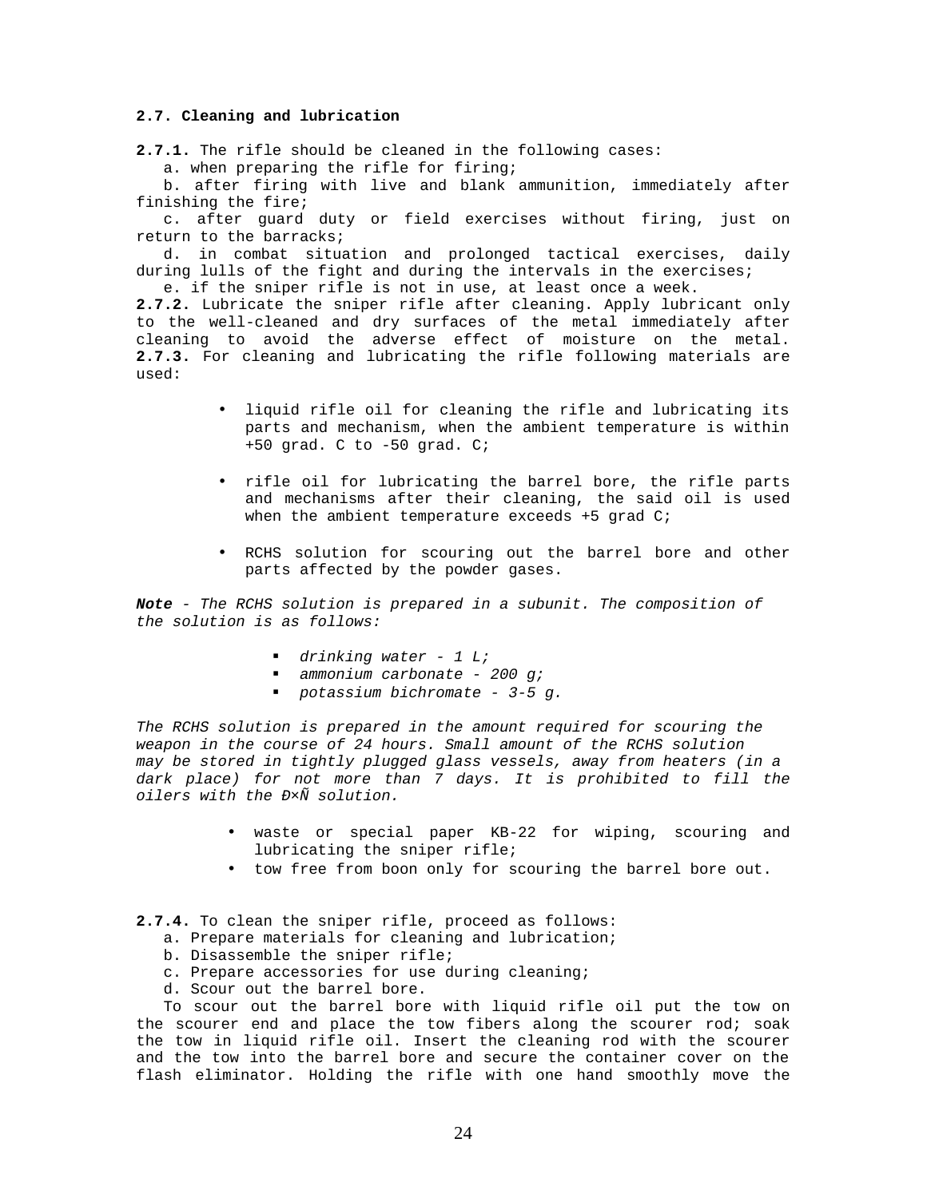**2.7. Cleaning and lubrication**

**2.7.1.** The rifle should be cleaned in the following cases:

a. when preparing the rifle for firing;

b. after firing with live and blank ammunition, immediately after finishing the fire;

c. after guard duty or field exercises without firing, just on return to the barracks;

d. in combat situation and prolonged tactical exercises, daily during lulls of the fight and during the intervals in the exercises;

e. if the sniper rifle is not in use, at least once a week.

**2.7.2.** Lubricate the sniper rifle after cleaning. Apply lubricant only to the well-cleaned and dry surfaces of the metal immediately after cleaning to avoid the adverse effect of moisture on the metal. **2.7.3.** For cleaning and lubricating the rifle following materials are used:

- liquid rifle oil for cleaning the rifle and lubricating its parts and mechanism, when the ambient temperature is within +50 grad. C to -50 grad. C;
- rifle oil for lubricating the barrel bore, the rifle parts and mechanisms after their cleaning, the said oil is used when the ambient temperature exceeds +5 grad C;
- RCHS solution for scouring out the barrel bore and other parts affected by the powder gases.

***Note*** *- The RCHS solution is prepared in a subunit. The composition of the solution is as follows:*

- *drinking water - 1 L;*
- *ammonium carbonate - 200 g;*
- *potassium bichromate - 3-5 g.*

*The RCHS solution is prepared in the amount required for scouring the weapon in the course of 24 hours. Small amount of the RCHS solution may be stored in tightly plugged glass vessels, away from heaters (in a dark place) for not more than 7 days. It is prohibited to fill the oilers with the Ð×Ñ solution.*

- waste or special paper KB-22 for wiping, scouring and lubricating the sniper rifle;
- tow free from boon only for scouring the barrel bore out.

**2.7.4.** To clean the sniper rifle, proceed as follows:

a. Prepare materials for cleaning and lubrication;

b. Disassemble the sniper rifle;

c. Prepare accessories for use during cleaning;

d. Scour out the barrel bore.

To scour out the barrel bore with liquid rifle oil put the tow on the scourer end and place the tow fibers along the scourer rod; soak the tow in liquid rifle oil. Insert the cleaning rod with the scourer and the tow into the barrel bore and secure the container cover on the flash eliminator. Holding the rifle with one hand smoothly move the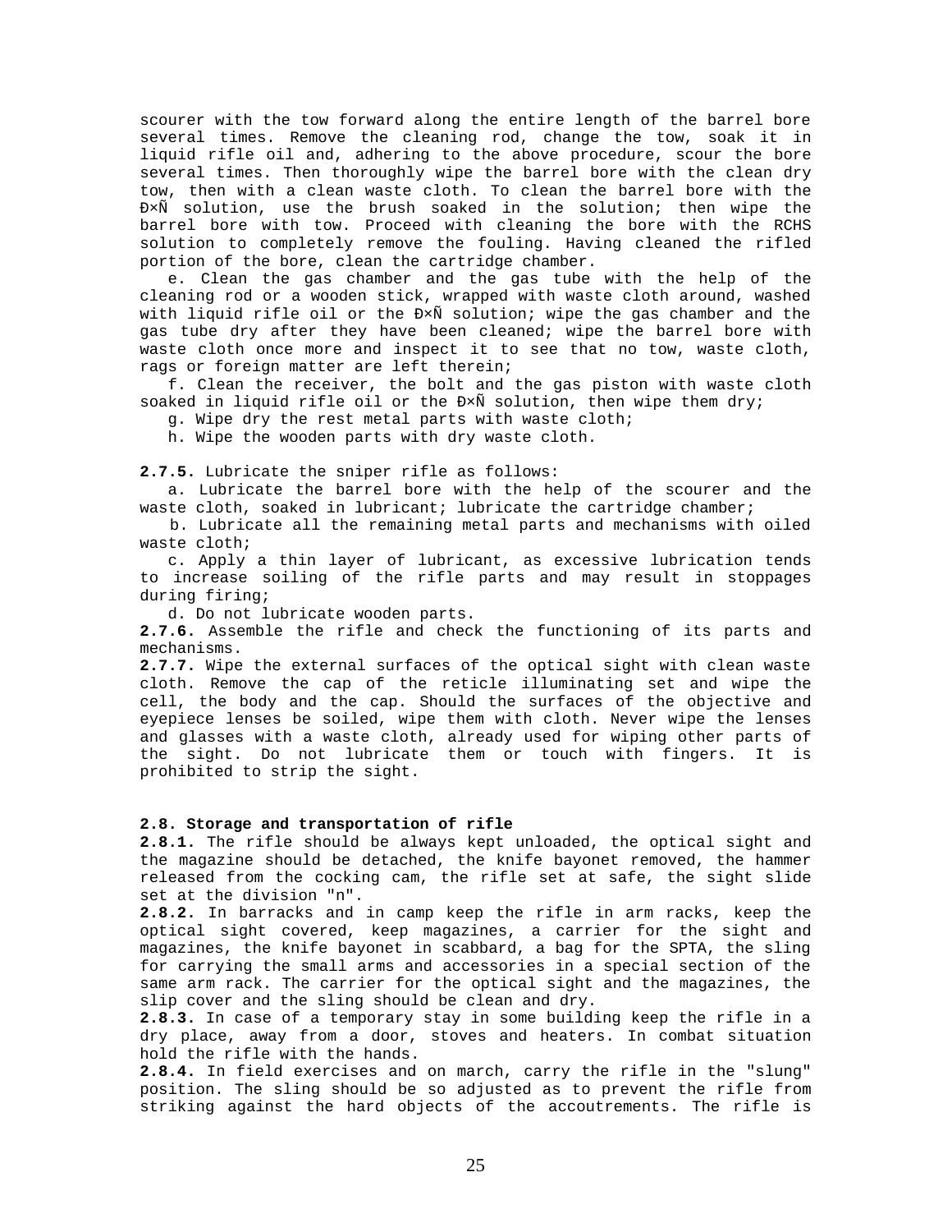scourer with the tow forward along the entire length of the barrel bore several times. Remove the cleaning rod, change the tow, soak it in liquid rifle oil and, adhering to the above procedure, scour the bore several times. Then thoroughly wipe the barrel bore with the clean dry tow, then with a clean waste cloth. To clean the barrel bore with the Ð×Ñ solution, use the brush soaked in the solution; then wipe the barrel bore with tow. Proceed with cleaning the bore with the RCHS solution to completely remove the fouling. Having cleaned the rifled portion of the bore, clean the cartridge chamber.

e. Clean the gas chamber and the gas tube with the help of the cleaning rod or a wooden stick, wrapped with waste cloth around, washed with liquid rifle oil or the Ð×Ñ solution; wipe the gas chamber and the gas tube dry after they have been cleaned; wipe the barrel bore with waste cloth once more and inspect it to see that no tow, waste cloth, rags or foreign matter are left therein;

f. Clean the receiver, the bolt and the gas piston with waste cloth soaked in liquid rifle oil or the Ð×Ñ solution, then wipe them dry;

g. Wipe dry the rest metal parts with waste cloth;

h. Wipe the wooden parts with dry waste cloth.

**2.7.5.** Lubricate the sniper rifle as follows:

a. Lubricate the barrel bore with the help of the scourer and the waste cloth, soaked in lubricant; lubricate the cartridge chamber;

b. Lubricate all the remaining metal parts and mechanisms with oiled waste cloth;

c. Apply a thin layer of lubricant, as excessive lubrication tends to increase soiling of the rifle parts and may result in stoppages during firing;

d. Do not lubricate wooden parts.

**2.7.6.** Assemble the rifle and check the functioning of its parts and mechanisms.

**2.7.7.** Wipe the external surfaces of the optical sight with clean waste cloth. Remove the cap of the reticle illuminating set and wipe the cell, the body and the cap. Should the surfaces of the objective and eyepiece lenses be soiled, wipe them with cloth. Never wipe the lenses and glasses with a waste cloth, already used for wiping other parts of the sight. Do not lubricate them or touch with fingers. It is prohibited to strip the sight.

**2.8. Storage and transportation of rifle**

**2.8.1.** The rifle should be always kept unloaded, the optical sight and the magazine should be detached, the knife bayonet removed, the hammer released from the cocking cam, the rifle set at safe, the sight slide set at the division "n".

**2.8.2.** In barracks and in camp keep the rifle in arm racks, keep the optical sight covered, keep magazines, a carrier for the sight and magazines, the knife bayonet in scabbard, a bag for the SPTA, the sling for carrying the small arms and accessories in a special section of the same arm rack. The carrier for the optical sight and the magazines, the slip cover and the sling should be clean and dry.

**2.8.3.** In case of a temporary stay in some building keep the rifle in a dry place, away from a door, stoves and heaters. In combat situation hold the rifle with the hands.

**2.8.4.** In field exercises and on march, carry the rifle in the "slung" position. The sling should be so adjusted as to prevent the rifle from striking against the hard objects of the accoutrements. The rifle is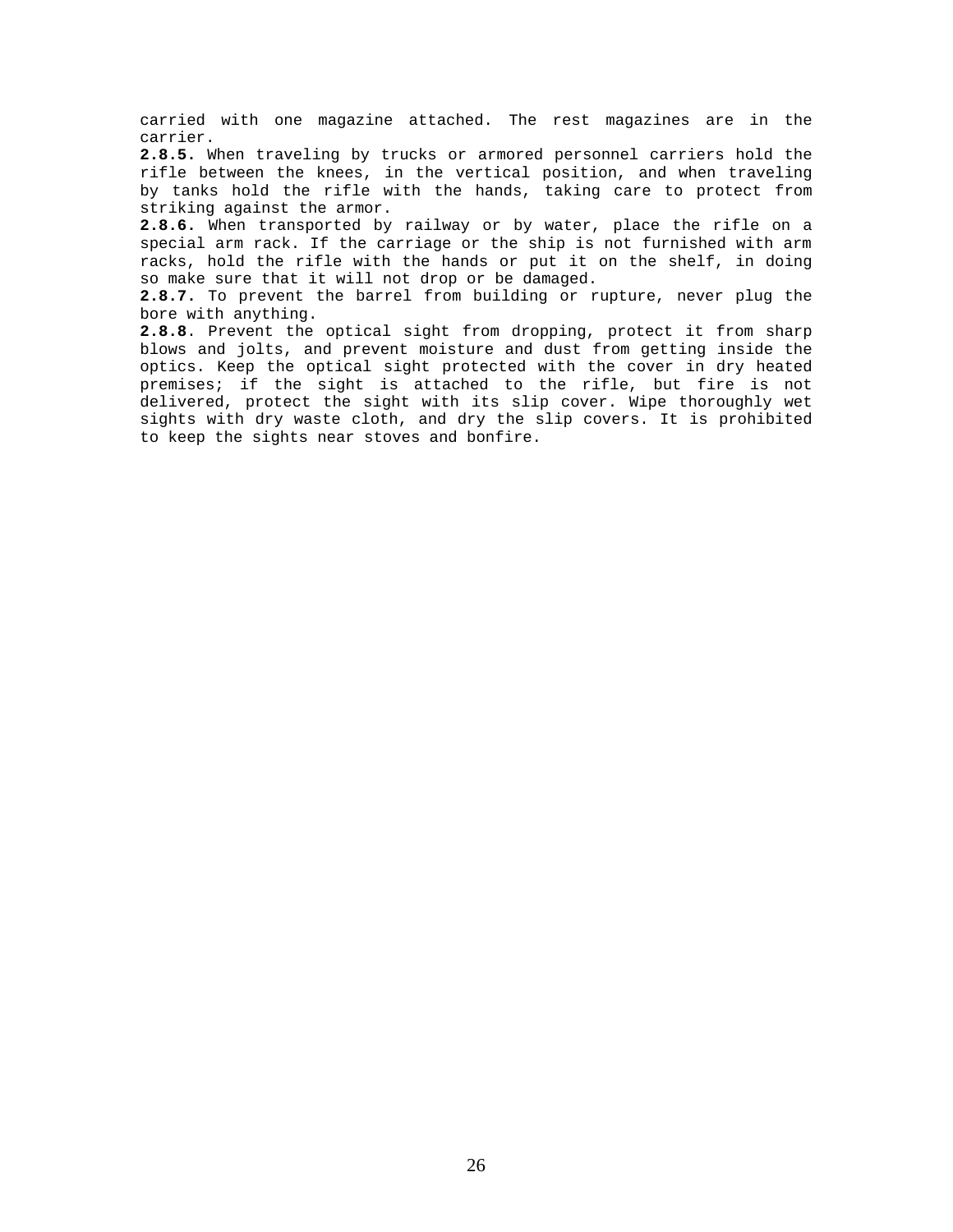carried with one magazine attached. The rest magazines are in the carrier.

**2.8.5.** When traveling by trucks or armored personnel carriers hold the rifle between the knees, in the vertical position, and when traveling by tanks hold the rifle with the hands, taking care to protect from striking against the armor.

**2.8.6.** When transported by railway or by water, place the rifle on a special arm rack. If the carriage or the ship is not furnished with arm racks, hold the rifle with the hands or put it on the shelf, in doing so make sure that it will not drop or be damaged.

**2.8.7.** To prevent the barrel from building or rupture, never plug the bore with anything.

**2.8.8**. Prevent the optical sight from dropping, protect it from sharp blows and jolts, and prevent moisture and dust from getting inside the optics. Keep the optical sight protected with the cover in dry heated premises; if the sight is attached to the rifle, but fire is not delivered, protect the sight with its slip cover. Wipe thoroughly wet sights with dry waste cloth, and dry the slip covers. It is prohibited to keep the sights near stoves and bonfire.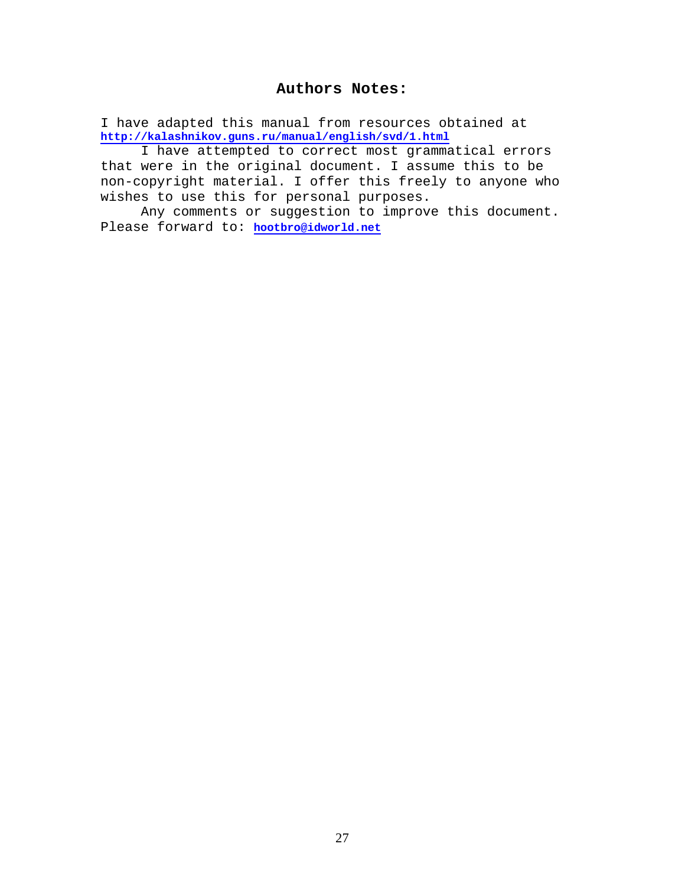## Authors Notes:

I have adapted this manual from resources obtained at **http://kalashnikov.guns.ru/manual/english/svd/1.html**

I have attempted to correct most grammatical errors that were in the original document. I assume this to be non-copyright material. I offer this freely to anyone who wishes to use this for personal purposes.

Any comments or suggestion to improve this document. Please forward to: **hootbro@idworld.net**